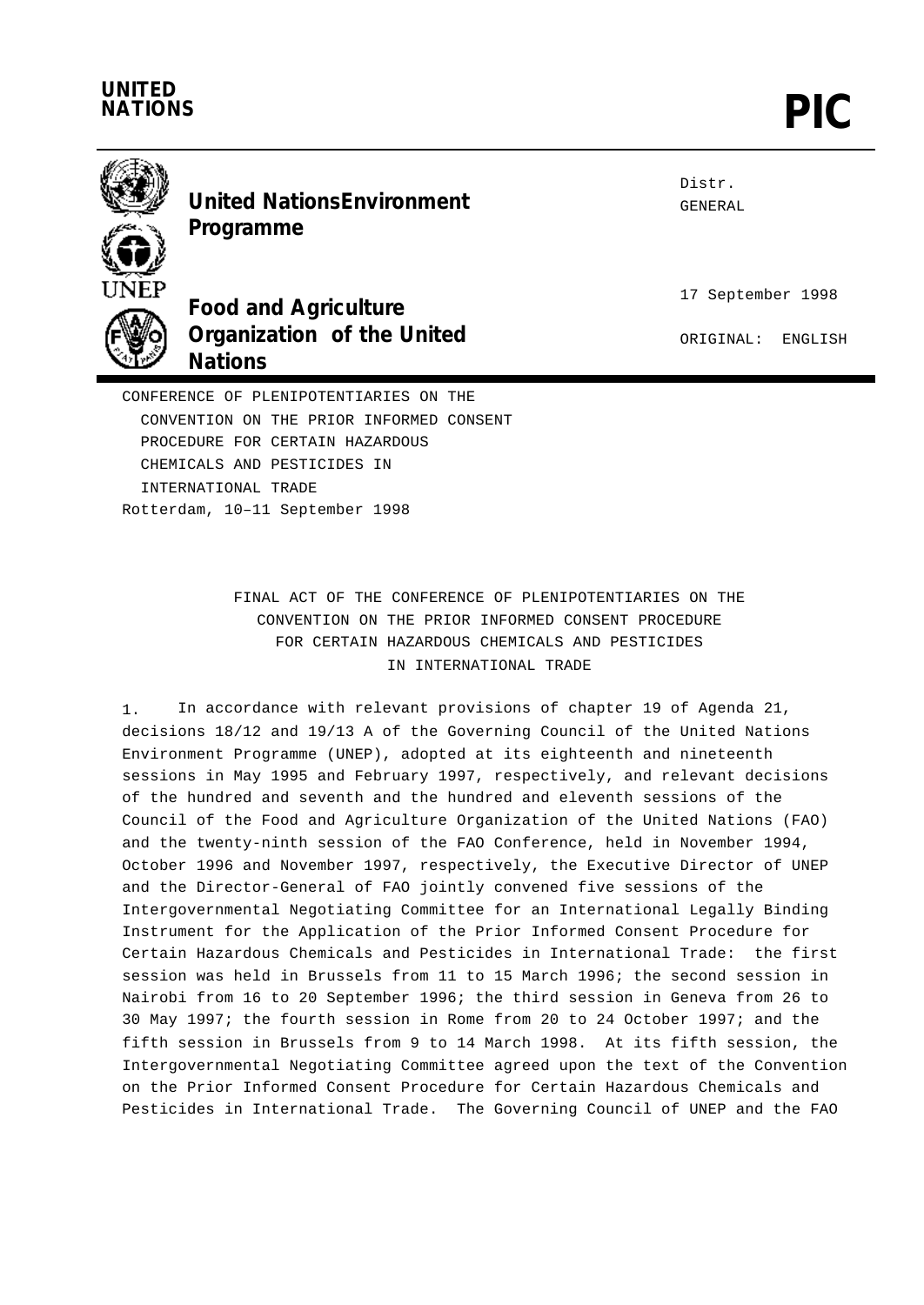**UNITED NATIONS**

# PIC

**United Nations Environment Programme**

**Food and Agriculture Organization of the United Nations**

Distr.
GENERAL

17 September 1998

ORIGINAL: ENGLISH

CONFERENCE OF PLENIPOTENTIARIES ON THE CONVENTION ON THE PRIOR INFORMED CONSENT PROCEDURE FOR CERTAIN HAZARDOUS CHEMICALS AND PESTICIDES IN INTERNATIONAL TRADE
Rotterdam, 10–11 September 1998

## FINAL ACT OF THE CONFERENCE OF PLENIPOTENTIARIES ON THE CONVENTION ON THE PRIOR INFORMED CONSENT PROCEDURE FOR CERTAIN HAZARDOUS CHEMICALS AND PESTICIDES IN INTERNATIONAL TRADE

1. In accordance with relevant provisions of chapter 19 of Agenda 21, decisions 18/12 and 19/13 A of the Governing Council of the United Nations Environment Programme (UNEP), adopted at its eighteenth and nineteenth sessions in May 1995 and February 1997, respectively, and relevant decisions of the hundred and seventh and the hundred and eleventh sessions of the Council of the Food and Agriculture Organization of the United Nations (FAO) and the twenty-ninth session of the FAO Conference, held in November 1994, October 1996 and November 1997, respectively, the Executive Director of UNEP and the Director-General of FAO jointly convened five sessions of the Intergovernmental Negotiating Committee for an International Legally Binding Instrument for the Application of the Prior Informed Consent Procedure for Certain Hazardous Chemicals and Pesticides in International Trade: the first session was held in Brussels from 11 to 15 March 1996; the second session in Nairobi from 16 to 20 September 1996; the third session in Geneva from 26 to 30 May 1997; the fourth session in Rome from 20 to 24 October 1997; and the fifth session in Brussels from 9 to 14 March 1998. At its fifth session, the Intergovernmental Negotiating Committee agreed upon the text of the Convention on the Prior Informed Consent Procedure for Certain Hazardous Chemicals and Pesticides in International Trade. The Governing Council of UNEP and the FAO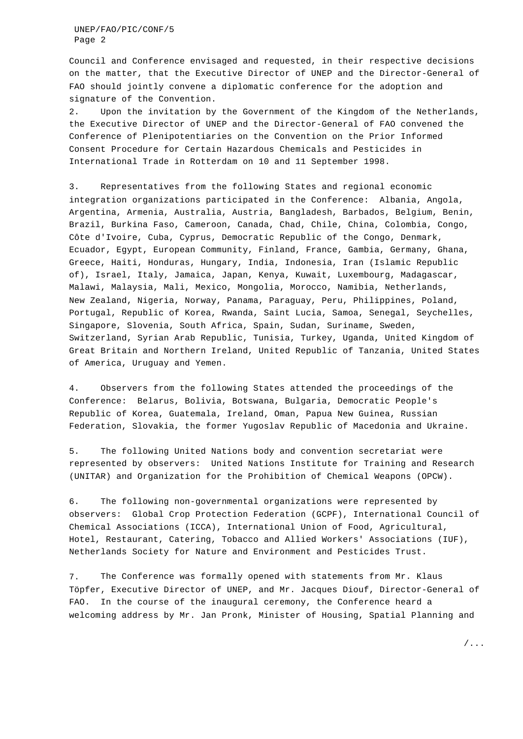Council and Conference envisaged and requested, in their respective decisions on the matter, that the Executive Director of UNEP and the Director-General of FAO should jointly convene a diplomatic conference for the adoption and signature of the Convention.

2. Upon the invitation by the Government of the Kingdom of the Netherlands, the Executive Director of UNEP and the Director-General of FAO convened the Conference of Plenipotentiaries on the Convention on the Prior Informed Consent Procedure for Certain Hazardous Chemicals and Pesticides in International Trade in Rotterdam on 10 and 11 September 1998.

3. Representatives from the following States and regional economic integration organizations participated in the Conference: Albania, Angola, Argentina, Armenia, Australia, Austria, Bangladesh, Barbados, Belgium, Benin, Brazil, Burkina Faso, Cameroon, Canada, Chad, Chile, China, Colombia, Congo, Côte d'Ivoire, Cuba, Cyprus, Democratic Republic of the Congo, Denmark, Ecuador, Egypt, European Community, Finland, France, Gambia, Germany, Ghana, Greece, Haiti, Honduras, Hungary, India, Indonesia, Iran (Islamic Republic of), Israel, Italy, Jamaica, Japan, Kenya, Kuwait, Luxembourg, Madagascar, Malawi, Malaysia, Mali, Mexico, Mongolia, Morocco, Namibia, Netherlands, New Zealand, Nigeria, Norway, Panama, Paraguay, Peru, Philippines, Poland, Portugal, Republic of Korea, Rwanda, Saint Lucia, Samoa, Senegal, Seychelles, Singapore, Slovenia, South Africa, Spain, Sudan, Suriname, Sweden, Switzerland, Syrian Arab Republic, Tunisia, Turkey, Uganda, United Kingdom of Great Britain and Northern Ireland, United Republic of Tanzania, United States of America, Uruguay and Yemen.

4. Observers from the following States attended the proceedings of the Conference: Belarus, Bolivia, Botswana, Bulgaria, Democratic People's Republic of Korea, Guatemala, Ireland, Oman, Papua New Guinea, Russian Federation, Slovakia, the former Yugoslav Republic of Macedonia and Ukraine.

5. The following United Nations body and convention secretariat were represented by observers: United Nations Institute for Training and Research (UNITAR) and Organization for the Prohibition of Chemical Weapons (OPCW).

6. The following non-governmental organizations were represented by observers: Global Crop Protection Federation (GCPF), International Council of Chemical Associations (ICCA), International Union of Food, Agricultural, Hotel, Restaurant, Catering, Tobacco and Allied Workers' Associations (IUF), Netherlands Society for Nature and Environment and Pesticides Trust.

7. The Conference was formally opened with statements from Mr. Klaus Töpfer, Executive Director of UNEP, and Mr. Jacques Diouf, Director-General of FAO. In the course of the inaugural ceremony, the Conference heard a welcoming address by Mr. Jan Pronk, Minister of Housing, Spatial Planning and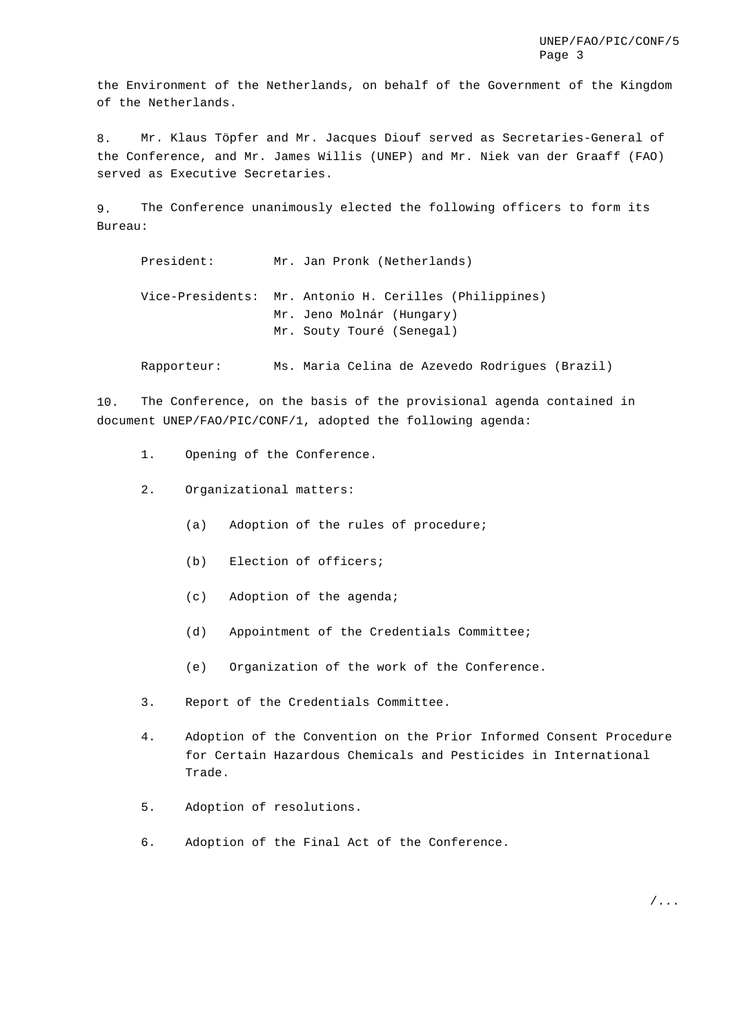the Environment of the Netherlands, on behalf of the Government of the Kingdom of the Netherlands.

8. Mr. Klaus Töpfer and Mr. Jacques Diouf served as Secretaries-General of the Conference, and Mr. James Willis (UNEP) and Mr. Niek van der Graaff (FAO) served as Executive Secretaries.

9. The Conference unanimously elected the following officers to form its Bureau:

President: Mr. Jan Pronk (Netherlands)

Vice-Presidents: Mr. Antonio H. Cerilles (Philippines)
Mr. Jeno Molnár (Hungary)
Mr. Souty Touré (Senegal)

Rapporteur: Ms. Maria Celina de Azevedo Rodrigues (Brazil)

10. The Conference, on the basis of the provisional agenda contained in document UNEP/FAO/PIC/CONF/1, adopted the following agenda:

1. Opening of the Conference.

2. Organizational matters:

   (a) Adoption of the rules of procedure;

   (b) Election of officers;

   (c) Adoption of the agenda;

   (d) Appointment of the Credentials Committee;

   (e) Organization of the work of the Conference.

3. Report of the Credentials Committee.

4. Adoption of the Convention on the Prior Informed Consent Procedure for Certain Hazardous Chemicals and Pesticides in International Trade.

5. Adoption of resolutions.

6. Adoption of the Final Act of the Conference.

/...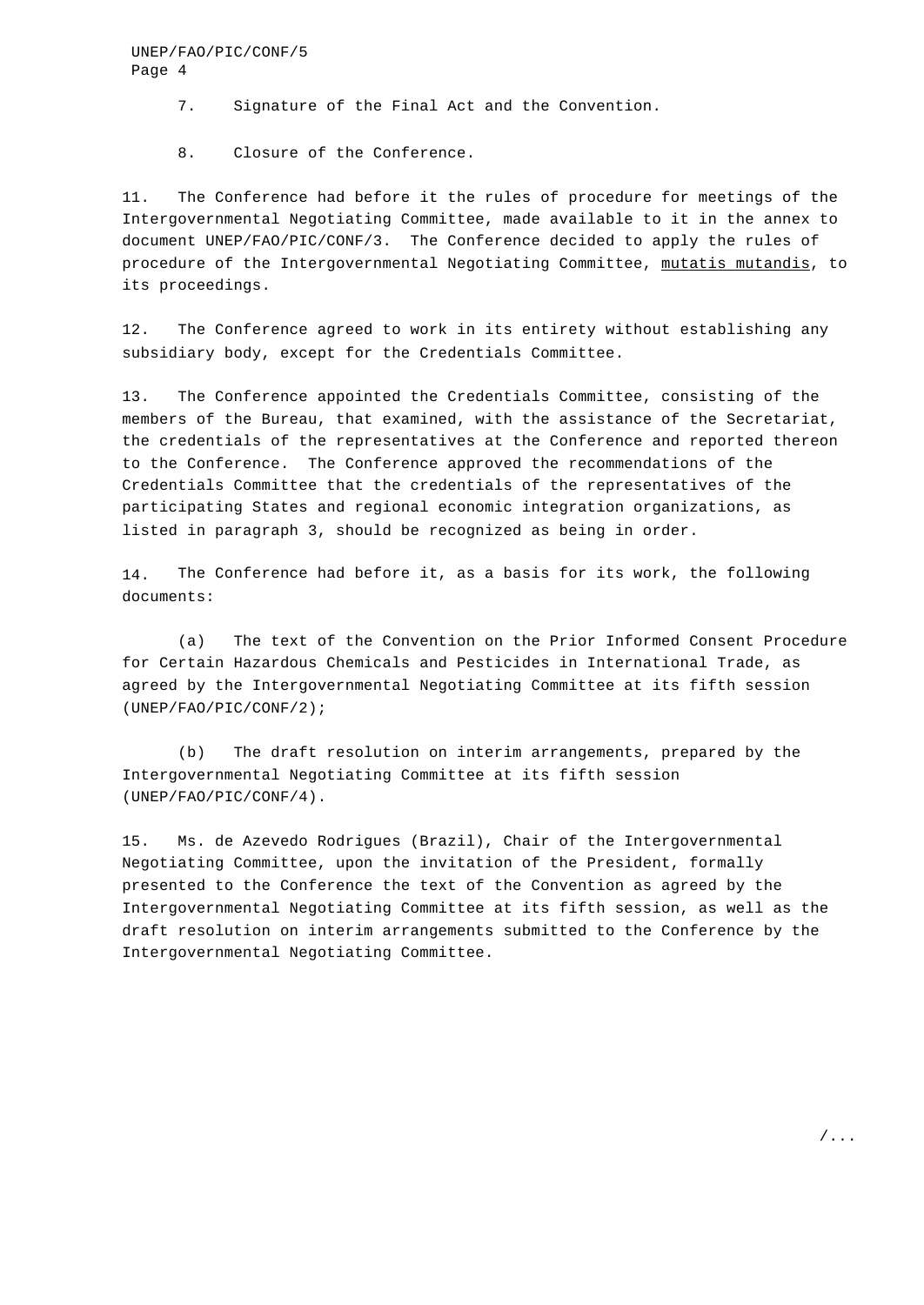7. Signature of the Final Act and the Convention.

8. Closure of the Conference.

11. The Conference had before it the rules of procedure for meetings of the Intergovernmental Negotiating Committee, made available to it in the annex to document UNEP/FAO/PIC/CONF/3. The Conference decided to apply the rules of procedure of the Intergovernmental Negotiating Committee, mutatis mutandis, to its proceedings.

12. The Conference agreed to work in its entirety without establishing any subsidiary body, except for the Credentials Committee.

13. The Conference appointed the Credentials Committee, consisting of the members of the Bureau, that examined, with the assistance of the Secretariat, the credentials of the representatives at the Conference and reported thereon to the Conference. The Conference approved the recommendations of the Credentials Committee that the credentials of the representatives of the participating States and regional economic integration organizations, as listed in paragraph 3, should be recognized as being in order.

14. The Conference had before it, as a basis for its work, the following documents:

(a) The text of the Convention on the Prior Informed Consent Procedure for Certain Hazardous Chemicals and Pesticides in International Trade, as agreed by the Intergovernmental Negotiating Committee at its fifth session (UNEP/FAO/PIC/CONF/2);

(b) The draft resolution on interim arrangements, prepared by the Intergovernmental Negotiating Committee at its fifth session (UNEP/FAO/PIC/CONF/4).

15. Ms. de Azevedo Rodrigues (Brazil), Chair of the Intergovernmental Negotiating Committee, upon the invitation of the President, formally presented to the Conference the text of the Convention as agreed by the Intergovernmental Negotiating Committee at its fifth session, as well as the draft resolution on interim arrangements submitted to the Conference by the Intergovernmental Negotiating Committee.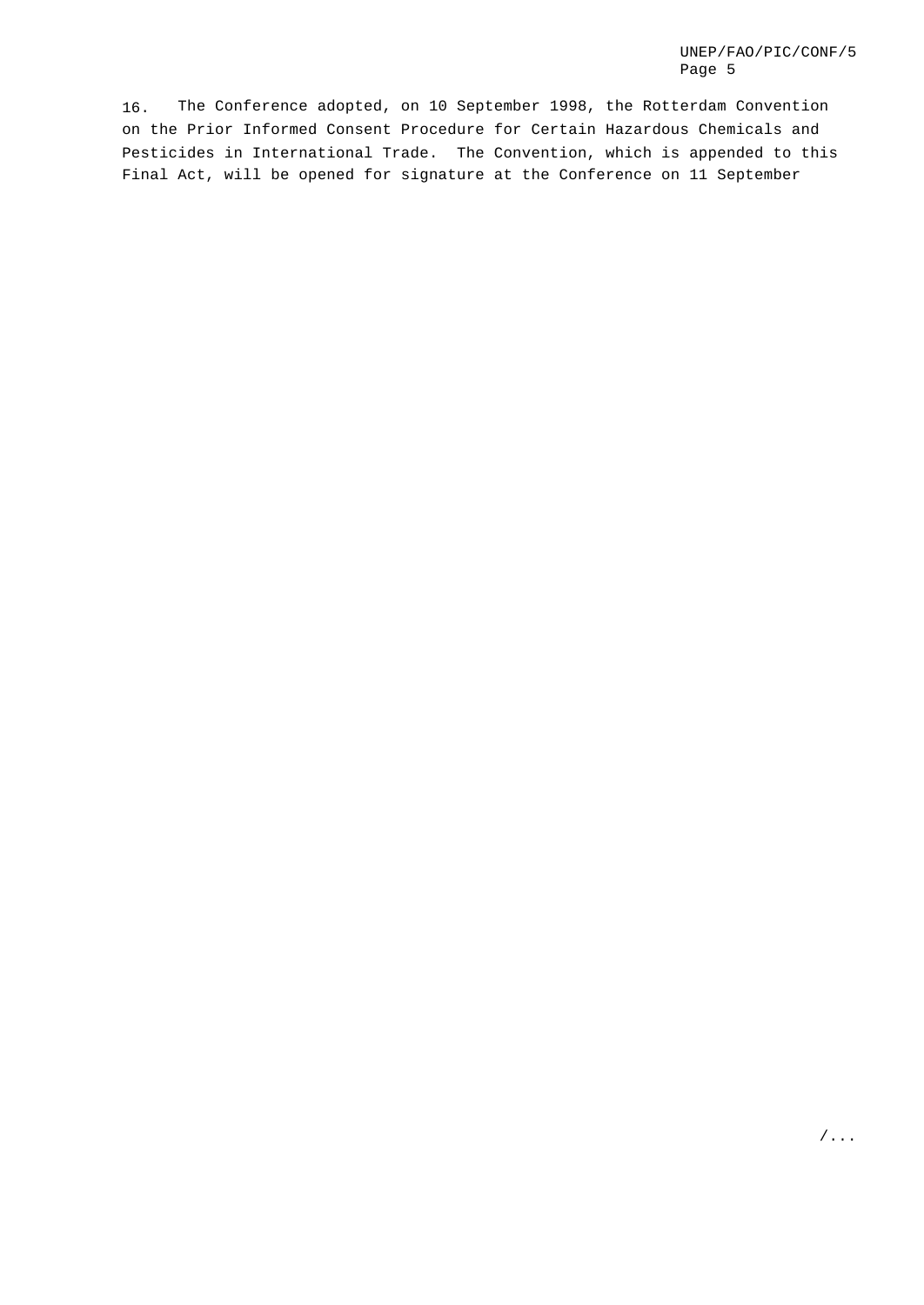16. The Conference adopted, on 10 September 1998, the Rotterdam Convention on the Prior Informed Consent Procedure for Certain Hazardous Chemicals and Pesticides in International Trade. The Convention, which is appended to this Final Act, will be opened for signature at the Conference on 11 September

/...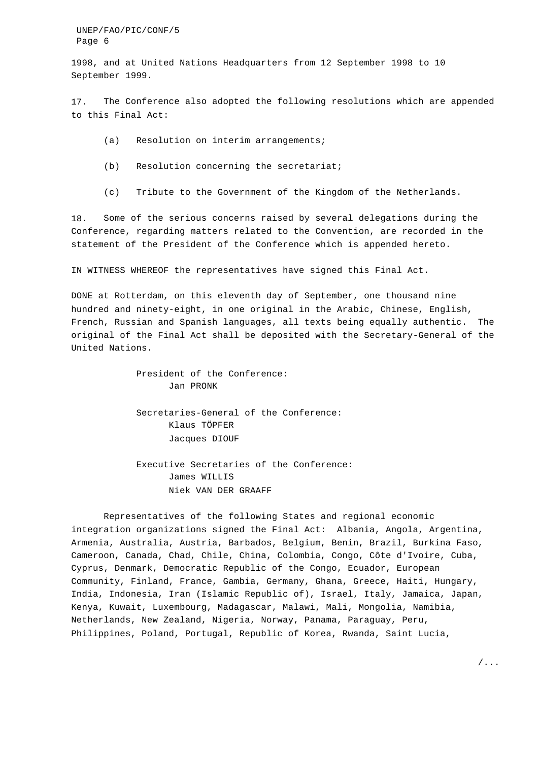1998, and at United Nations Headquarters from 12 September 1998 to 10 September 1999.

17. The Conference also adopted the following resolutions which are appended to this Final Act:

(a) Resolution on interim arrangements;

(b) Resolution concerning the secretariat;

(c) Tribute to the Government of the Kingdom of the Netherlands.

18. Some of the serious concerns raised by several delegations during the Conference, regarding matters related to the Convention, are recorded in the statement of the President of the Conference which is appended hereto.

IN WITNESS WHEREOF the representatives have signed this Final Act.

DONE at Rotterdam, on this eleventh day of September, one thousand nine hundred and ninety-eight, in one original in the Arabic, Chinese, English, French, Russian and Spanish languages, all texts being equally authentic. The original of the Final Act shall be deposited with the Secretary-General of the United Nations.

President of the Conference:
Jan PRONK

Secretaries-General of the Conference:
Klaus TÖPFER
Jacques DIOUF

Executive Secretaries of the Conference:
James WILLIS
Niek VAN DER GRAAFF

Representatives of the following States and regional economic integration organizations signed the Final Act: Albania, Angola, Argentina, Armenia, Australia, Austria, Barbados, Belgium, Benin, Brazil, Burkina Faso, Cameroon, Canada, Chad, Chile, China, Colombia, Congo, Côte d'Ivoire, Cuba, Cyprus, Denmark, Democratic Republic of the Congo, Ecuador, European Community, Finland, France, Gambia, Germany, Ghana, Greece, Haiti, Hungary, India, Indonesia, Iran (Islamic Republic of), Israel, Italy, Jamaica, Japan, Kenya, Kuwait, Luxembourg, Madagascar, Malawi, Mali, Mongolia, Namibia, Netherlands, New Zealand, Nigeria, Norway, Panama, Paraguay, Peru, Philippines, Poland, Portugal, Republic of Korea, Rwanda, Saint Lucia,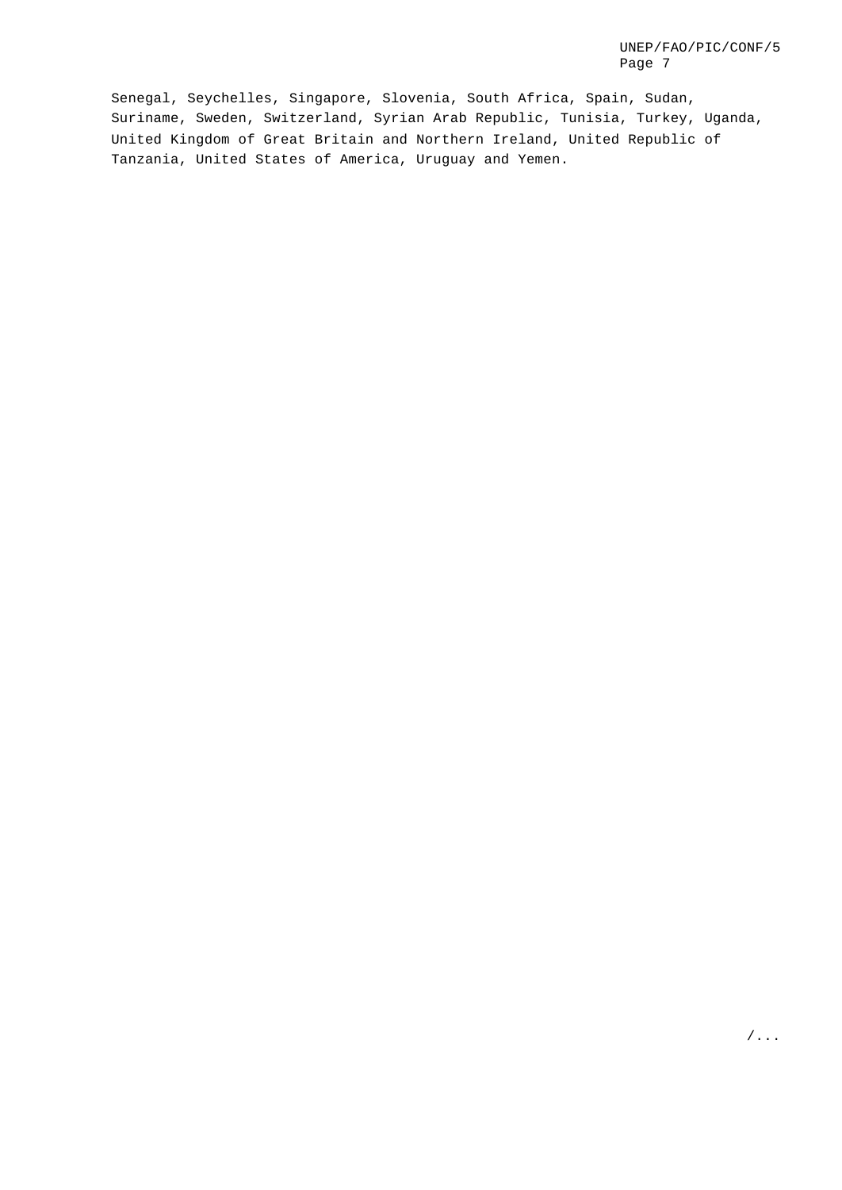Senegal, Seychelles, Singapore, Slovenia, South Africa, Spain, Sudan, Suriname, Sweden, Switzerland, Syrian Arab Republic, Tunisia, Turkey, Uganda, United Kingdom of Great Britain and Northern Ireland, United Republic of Tanzania, United States of America, Uruguay and Yemen.

/...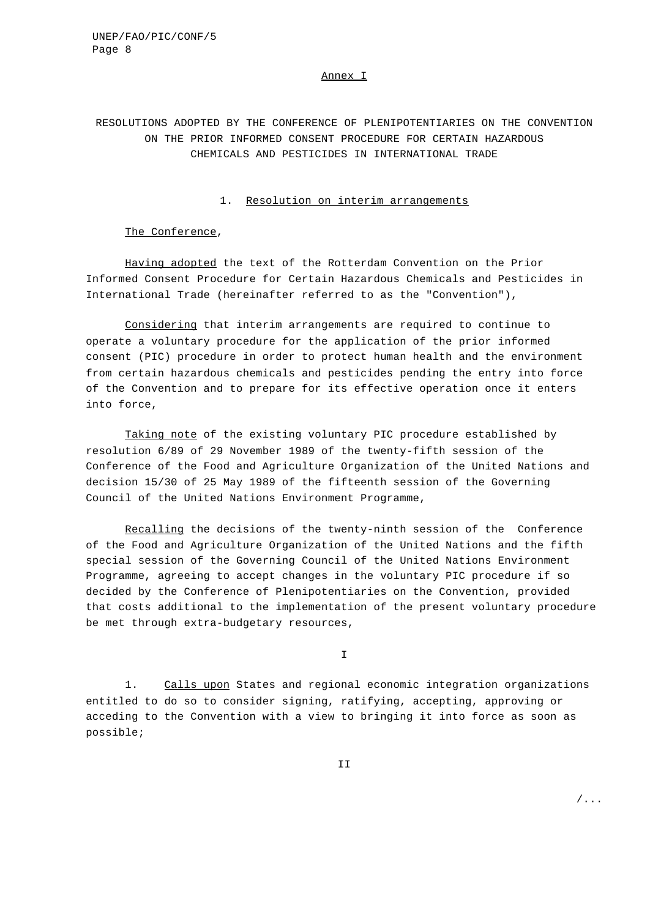Annex I

## RESOLUTIONS ADOPTED BY THE CONFERENCE OF PLENIPOTENTIARIES ON THE CONVENTION ON THE PRIOR INFORMED CONSENT PROCEDURE FOR CERTAIN HAZARDOUS CHEMICALS AND PESTICIDES IN INTERNATIONAL TRADE

### 1. Resolution on interim arrangements

*The Conference*,

*Having adopted* the text of the Rotterdam Convention on the Prior Informed Consent Procedure for Certain Hazardous Chemicals and Pesticides in International Trade (hereinafter referred to as the "Convention"),

*Considering* that interim arrangements are required to continue to operate a voluntary procedure for the application of the prior informed consent (PIC) procedure in order to protect human health and the environment from certain hazardous chemicals and pesticides pending the entry into force of the Convention and to prepare for its effective operation once it enters into force,

*Taking note* of the existing voluntary PIC procedure established by resolution 6/89 of 29 November 1989 of the twenty-fifth session of the Conference of the Food and Agriculture Organization of the United Nations and decision 15/30 of 25 May 1989 of the fifteenth session of the Governing Council of the United Nations Environment Programme,

*Recalling* the decisions of the twenty-ninth session of the Conference of the Food and Agriculture Organization of the United Nations and the fifth special session of the Governing Council of the United Nations Environment Programme, agreeing to accept changes in the voluntary PIC procedure if so decided by the Conference of Plenipotentiaries on the Convention, provided that costs additional to the implementation of the present voluntary procedure be met through extra-budgetary resources,

I

1. *Calls upon* States and regional economic integration organizations entitled to do so to consider signing, ratifying, accepting, approving or acceding to the Convention with a view to bringing it into force as soon as possible;

II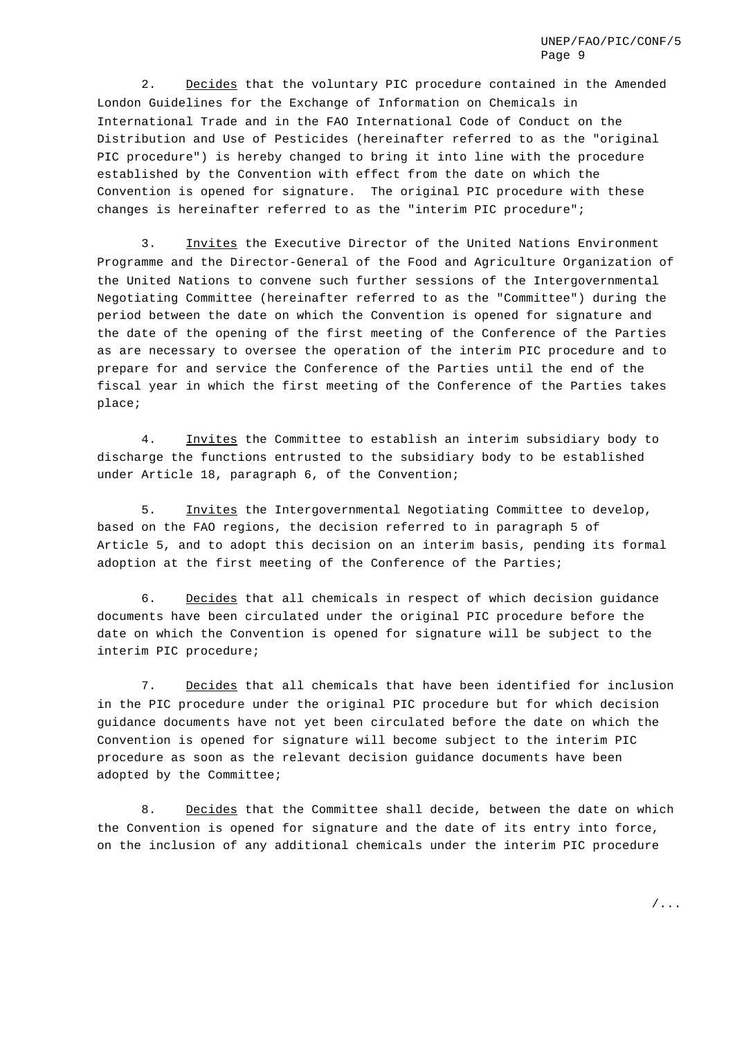2. *Decides* that the voluntary PIC procedure contained in the Amended London Guidelines for the Exchange of Information on Chemicals in International Trade and in the FAO International Code of Conduct on the Distribution and Use of Pesticides (hereinafter referred to as the "original PIC procedure") is hereby changed to bring it into line with the procedure established by the Convention with effect from the date on which the Convention is opened for signature. The original PIC procedure with these changes is hereinafter referred to as the "interim PIC procedure";

3. *Invites* the Executive Director of the United Nations Environment Programme and the Director-General of the Food and Agriculture Organization of the United Nations to convene such further sessions of the Intergovernmental Negotiating Committee (hereinafter referred to as the "Committee") during the period between the date on which the Convention is opened for signature and the date of the opening of the first meeting of the Conference of the Parties as are necessary to oversee the operation of the interim PIC procedure and to prepare for and service the Conference of the Parties until the end of the fiscal year in which the first meeting of the Conference of the Parties takes place;

4. *Invites* the Committee to establish an interim subsidiary body to discharge the functions entrusted to the subsidiary body to be established under Article 18, paragraph 6, of the Convention;

5. *Invites* the Intergovernmental Negotiating Committee to develop, based on the FAO regions, the decision referred to in paragraph 5 of Article 5, and to adopt this decision on an interim basis, pending its formal adoption at the first meeting of the Conference of the Parties;

6. *Decides* that all chemicals in respect of which decision guidance documents have been circulated under the original PIC procedure before the date on which the Convention is opened for signature will be subject to the interim PIC procedure;

7. *Decides* that all chemicals that have been identified for inclusion in the PIC procedure under the original PIC procedure but for which decision guidance documents have not yet been circulated before the date on which the Convention is opened for signature will become subject to the interim PIC procedure as soon as the relevant decision guidance documents have been adopted by the Committee;

8. *Decides* that the Committee shall decide, between the date on which the Convention is opened for signature and the date of its entry into force, on the inclusion of any additional chemicals under the interim PIC procedure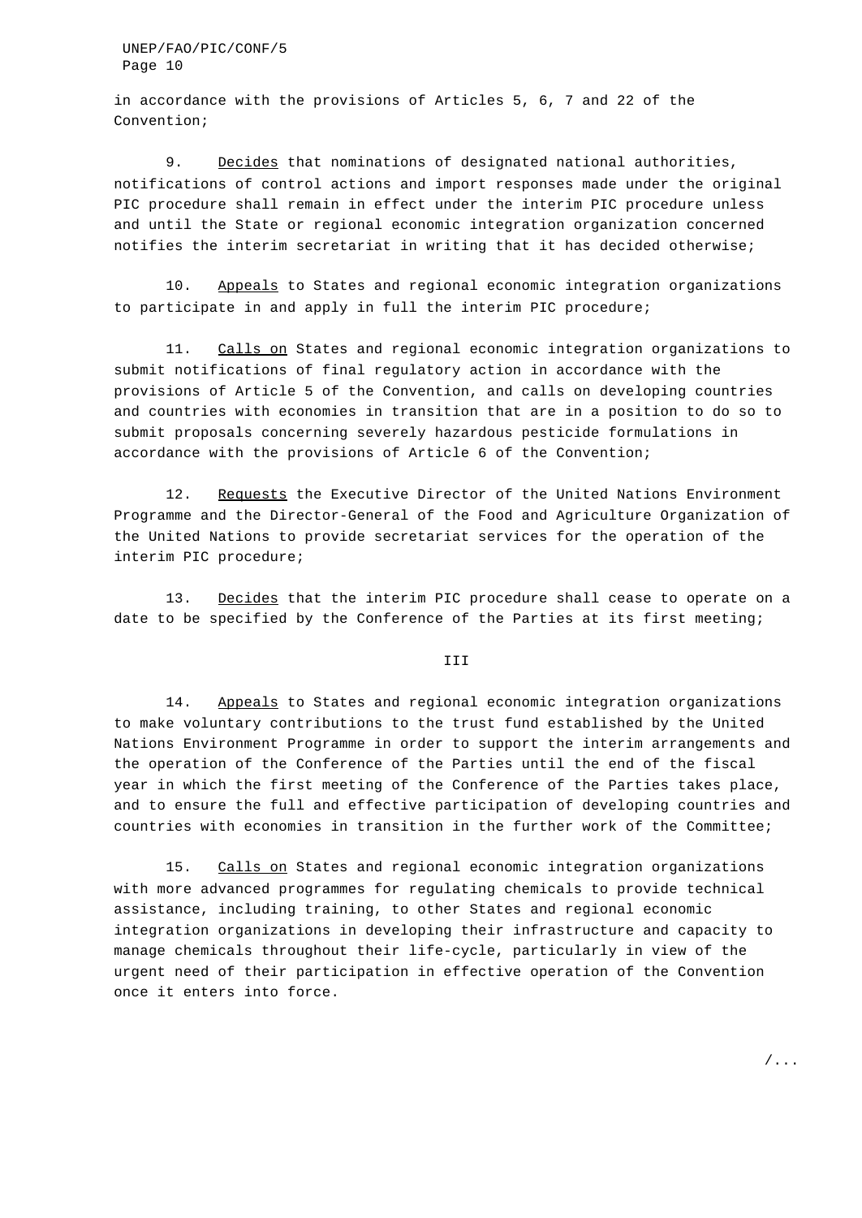in accordance with the provisions of Articles 5, 6, 7 and 22 of the Convention;

9. Decides that nominations of designated national authorities, notifications of control actions and import responses made under the original PIC procedure shall remain in effect under the interim PIC procedure unless and until the State or regional economic integration organization concerned notifies the interim secretariat in writing that it has decided otherwise;

10. Appeals to States and regional economic integration organizations to participate in and apply in full the interim PIC procedure;

11. Calls on States and regional economic integration organizations to submit notifications of final regulatory action in accordance with the provisions of Article 5 of the Convention, and calls on developing countries and countries with economies in transition that are in a position to do so to submit proposals concerning severely hazardous pesticide formulations in accordance with the provisions of Article 6 of the Convention;

12. Requests the Executive Director of the United Nations Environment Programme and the Director-General of the Food and Agriculture Organization of the United Nations to provide secretariat services for the operation of the interim PIC procedure;

13. Decides that the interim PIC procedure shall cease to operate on a date to be specified by the Conference of the Parties at its first meeting;

III

14. Appeals to States and regional economic integration organizations to make voluntary contributions to the trust fund established by the United Nations Environment Programme in order to support the interim arrangements and the operation of the Conference of the Parties until the end of the fiscal year in which the first meeting of the Conference of the Parties takes place, and to ensure the full and effective participation of developing countries and countries with economies in transition in the further work of the Committee;

15. Calls on States and regional economic integration organizations with more advanced programmes for regulating chemicals to provide technical assistance, including training, to other States and regional economic integration organizations in developing their infrastructure and capacity to manage chemicals throughout their life-cycle, particularly in view of the urgent need of their participation in effective operation of the Convention once it enters into force.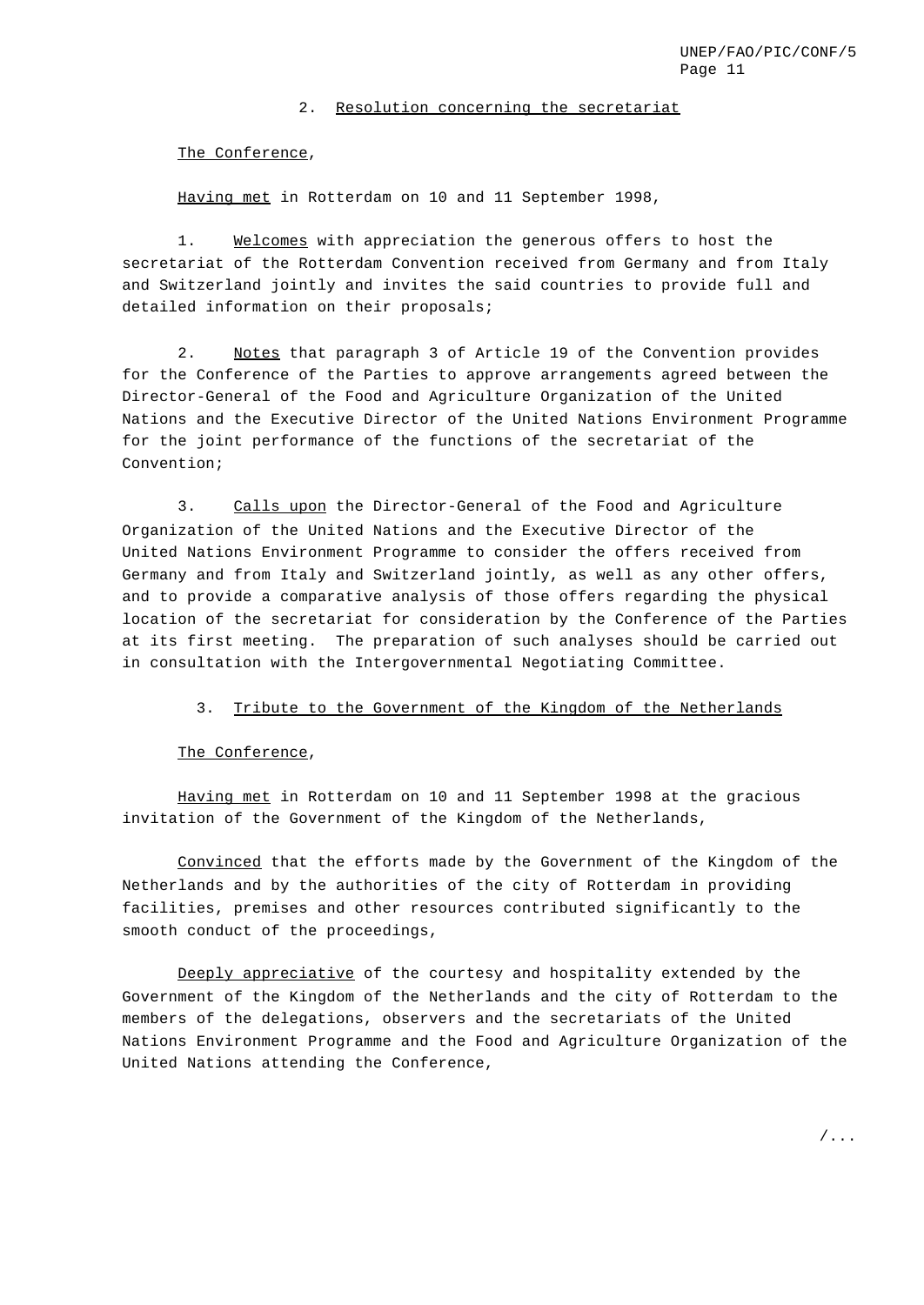## 2. Resolution concerning the secretariat

The Conference,

Having met in Rotterdam on 10 and 11 September 1998,

1. Welcomes with appreciation the generous offers to host the secretariat of the Rotterdam Convention received from Germany and from Italy and Switzerland jointly and invites the said countries to provide full and detailed information on their proposals;

2. Notes that paragraph 3 of Article 19 of the Convention provides for the Conference of the Parties to approve arrangements agreed between the Director-General of the Food and Agriculture Organization of the United Nations and the Executive Director of the United Nations Environment Programme for the joint performance of the functions of the secretariat of the Convention;

3. Calls upon the Director-General of the Food and Agriculture Organization of the United Nations and the Executive Director of the United Nations Environment Programme to consider the offers received from Germany and from Italy and Switzerland jointly, as well as any other offers, and to provide a comparative analysis of those offers regarding the physical location of the secretariat for consideration by the Conference of the Parties at its first meeting. The preparation of such analyses should be carried out in consultation with the Intergovernmental Negotiating Committee.

## 3. Tribute to the Government of the Kingdom of the Netherlands

The Conference,

Having met in Rotterdam on 10 and 11 September 1998 at the gracious invitation of the Government of the Kingdom of the Netherlands,

Convinced that the efforts made by the Government of the Kingdom of the Netherlands and by the authorities of the city of Rotterdam in providing facilities, premises and other resources contributed significantly to the smooth conduct of the proceedings,

Deeply appreciative of the courtesy and hospitality extended by the Government of the Kingdom of the Netherlands and the city of Rotterdam to the members of the delegations, observers and the secretariats of the United Nations Environment Programme and the Food and Agriculture Organization of the United Nations attending the Conference,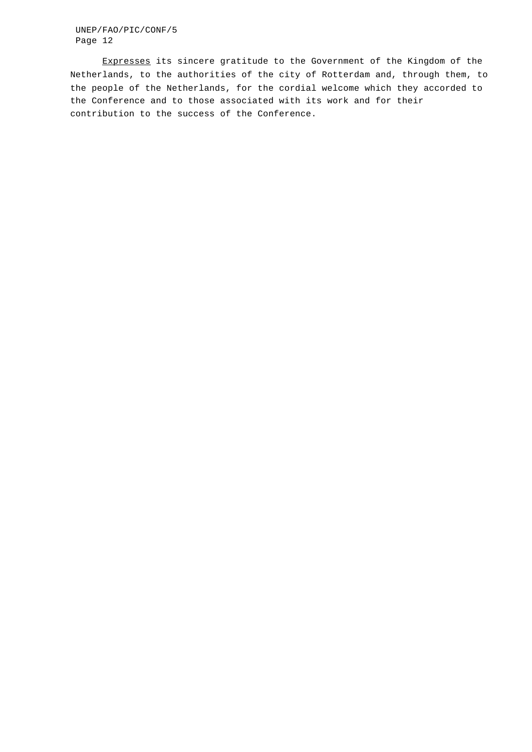Expresses its sincere gratitude to the Government of the Kingdom of the Netherlands, to the authorities of the city of Rotterdam and, through them, to the people of the Netherlands, for the cordial welcome which they accorded to the Conference and to those associated with its work and for their contribution to the success of the Conference.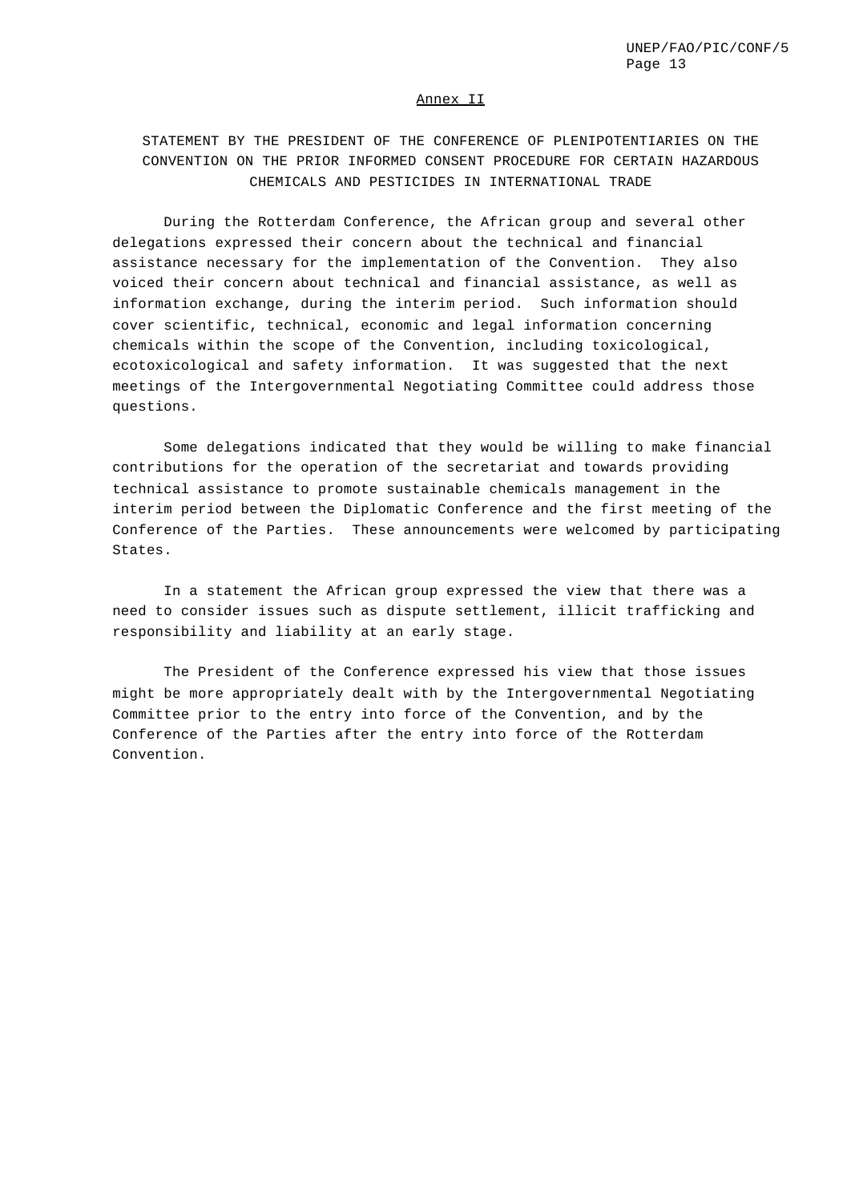Annex II

## STATEMENT BY THE PRESIDENT OF THE CONFERENCE OF PLENIPOTENTIARIES ON THE CONVENTION ON THE PRIOR INFORMED CONSENT PROCEDURE FOR CERTAIN HAZARDOUS CHEMICALS AND PESTICIDES IN INTERNATIONAL TRADE

During the Rotterdam Conference, the African group and several other delegations expressed their concern about the technical and financial assistance necessary for the implementation of the Convention. They also voiced their concern about technical and financial assistance, as well as information exchange, during the interim period. Such information should cover scientific, technical, economic and legal information concerning chemicals within the scope of the Convention, including toxicological, ecotoxicological and safety information. It was suggested that the next meetings of the Intergovernmental Negotiating Committee could address those questions.

Some delegations indicated that they would be willing to make financial contributions for the operation of the secretariat and towards providing technical assistance to promote sustainable chemicals management in the interim period between the Diplomatic Conference and the first meeting of the Conference of the Parties. These announcements were welcomed by participating States.

In a statement the African group expressed the view that there was a need to consider issues such as dispute settlement, illicit trafficking and responsibility and liability at an early stage.

The President of the Conference expressed his view that those issues might be more appropriately dealt with by the Intergovernmental Negotiating Committee prior to the entry into force of the Convention, and by the Conference of the Parties after the entry into force of the Rotterdam Convention.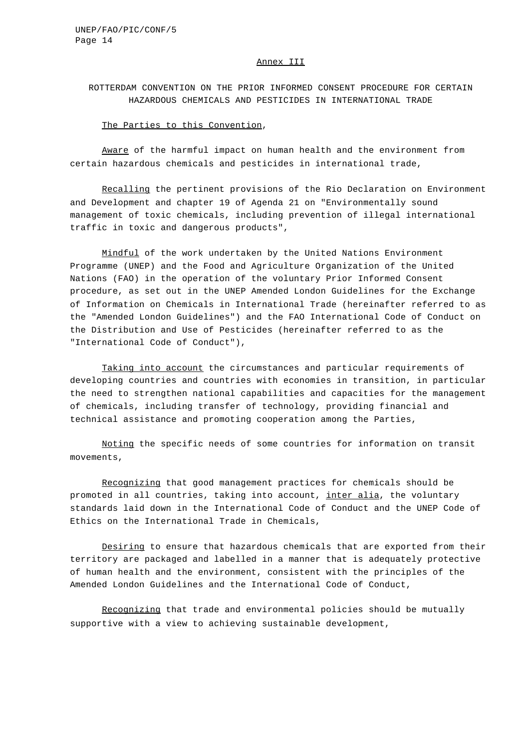Annex III

# ROTTERDAM CONVENTION ON THE PRIOR INFORMED CONSENT PROCEDURE FOR CERTAIN HAZARDOUS CHEMICALS AND PESTICIDES IN INTERNATIONAL TRADE

_The Parties to this Convention_,

_Aware_ of the harmful impact on human health and the environment from certain hazardous chemicals and pesticides in international trade,

_Recalling_ the pertinent provisions of the Rio Declaration on Environment and Development and chapter 19 of Agenda 21 on "Environmentally sound management of toxic chemicals, including prevention of illegal international traffic in toxic and dangerous products",

_Mindful_ of the work undertaken by the United Nations Environment Programme (UNEP) and the Food and Agriculture Organization of the United Nations (FAO) in the operation of the voluntary Prior Informed Consent procedure, as set out in the UNEP Amended London Guidelines for the Exchange of Information on Chemicals in International Trade (hereinafter referred to as the "Amended London Guidelines") and the FAO International Code of Conduct on the Distribution and Use of Pesticides (hereinafter referred to as the "International Code of Conduct"),

_Taking into account_ the circumstances and particular requirements of developing countries and countries with economies in transition, in particular the need to strengthen national capabilities and capacities for the management of chemicals, including transfer of technology, providing financial and technical assistance and promoting cooperation among the Parties,

_Noting_ the specific needs of some countries for information on transit movements,

_Recognizing_ that good management practices for chemicals should be promoted in all countries, taking into account, _inter alia_, the voluntary standards laid down in the International Code of Conduct and the UNEP Code of Ethics on the International Trade in Chemicals,

_Desiring_ to ensure that hazardous chemicals that are exported from their territory are packaged and labelled in a manner that is adequately protective of human health and the environment, consistent with the principles of the Amended London Guidelines and the International Code of Conduct,

_Recognizing_ that trade and environmental policies should be mutually supportive with a view to achieving sustainable development,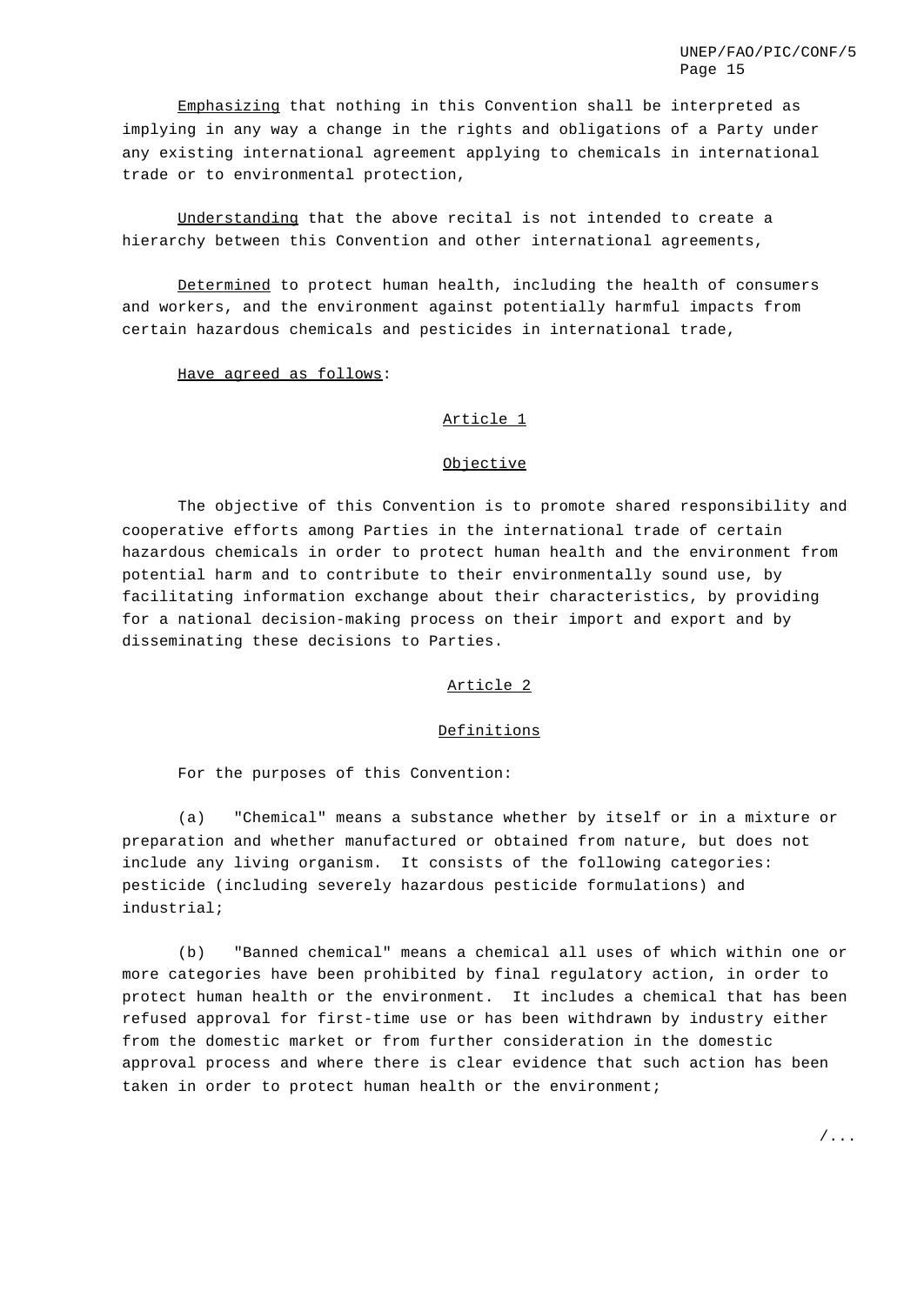*Emphasizing* that nothing in this Convention shall be interpreted as implying in any way a change in the rights and obligations of a Party under any existing international agreement applying to chemicals in international trade or to environmental protection,

*Understanding* that the above recital is not intended to create a hierarchy between this Convention and other international agreements,

*Determined* to protect human health, including the health of consumers and workers, and the environment against potentially harmful impacts from certain hazardous chemicals and pesticides in international trade,

*Have agreed as follows*:

## Article 1

## Objective

The objective of this Convention is to promote shared responsibility and cooperative efforts among Parties in the international trade of certain hazardous chemicals in order to protect human health and the environment from potential harm and to contribute to their environmentally sound use, by facilitating information exchange about their characteristics, by providing for a national decision-making process on their import and export and by disseminating these decisions to Parties.

## Article 2

## Definitions

For the purposes of this Convention:

(a) "Chemical" means a substance whether by itself or in a mixture or preparation and whether manufactured or obtained from nature, but does not include any living organism. It consists of the following categories: pesticide (including severely hazardous pesticide formulations) and industrial;

(b) "Banned chemical" means a chemical all uses of which within one or more categories have been prohibited by final regulatory action, in order to protect human health or the environment. It includes a chemical that has been refused approval for first-time use or has been withdrawn by industry either from the domestic market or from further consideration in the domestic approval process and where there is clear evidence that such action has been taken in order to protect human health or the environment;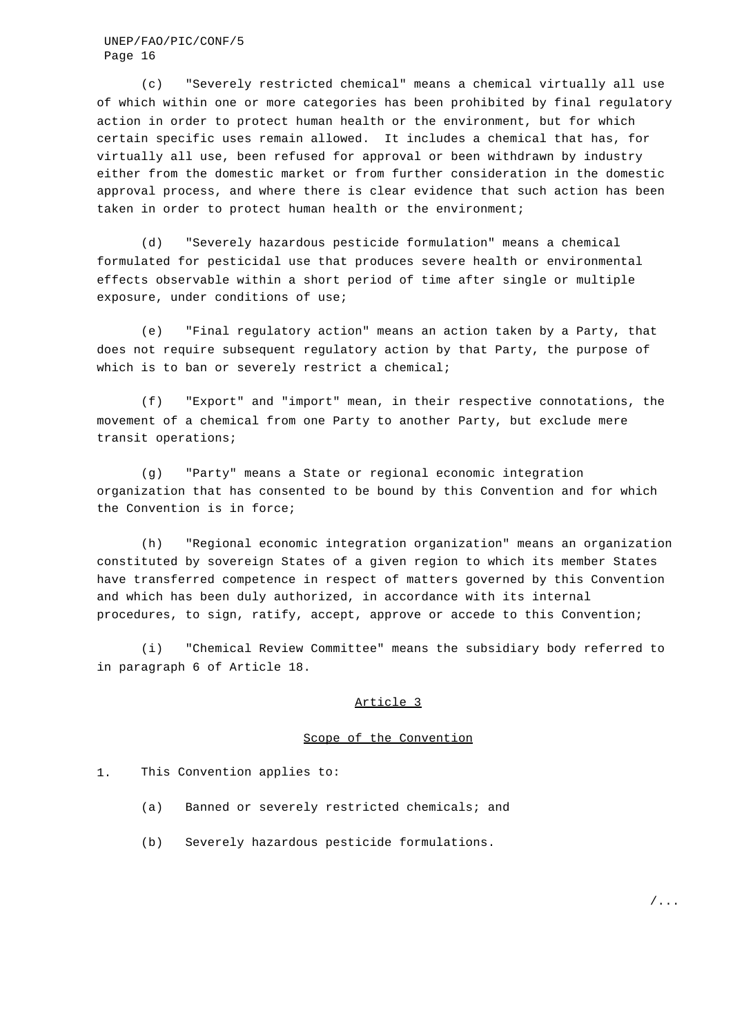(c) "Severely restricted chemical" means a chemical virtually all use of which within one or more categories has been prohibited by final regulatory action in order to protect human health or the environment, but for which certain specific uses remain allowed. It includes a chemical that has, for virtually all use, been refused for approval or been withdrawn by industry either from the domestic market or from further consideration in the domestic approval process, and where there is clear evidence that such action has been taken in order to protect human health or the environment;

(d) "Severely hazardous pesticide formulation" means a chemical formulated for pesticidal use that produces severe health or environmental effects observable within a short period of time after single or multiple exposure, under conditions of use;

(e) "Final regulatory action" means an action taken by a Party, that does not require subsequent regulatory action by that Party, the purpose of which is to ban or severely restrict a chemical;

(f) "Export" and "import" mean, in their respective connotations, the movement of a chemical from one Party to another Party, but exclude mere transit operations;

(g) "Party" means a State or regional economic integration organization that has consented to be bound by this Convention and for which the Convention is in force;

(h) "Regional economic integration organization" means an organization constituted by sovereign States of a given region to which its member States have transferred competence in respect of matters governed by this Convention and which has been duly authorized, in accordance with its internal procedures, to sign, ratify, accept, approve or accede to this Convention;

(i) "Chemical Review Committee" means the subsidiary body referred to in paragraph 6 of Article 18.

## Article 3

## Scope of the Convention

1. This Convention applies to:

   (a) Banned or severely restricted chemicals; and

   (b) Severely hazardous pesticide formulations.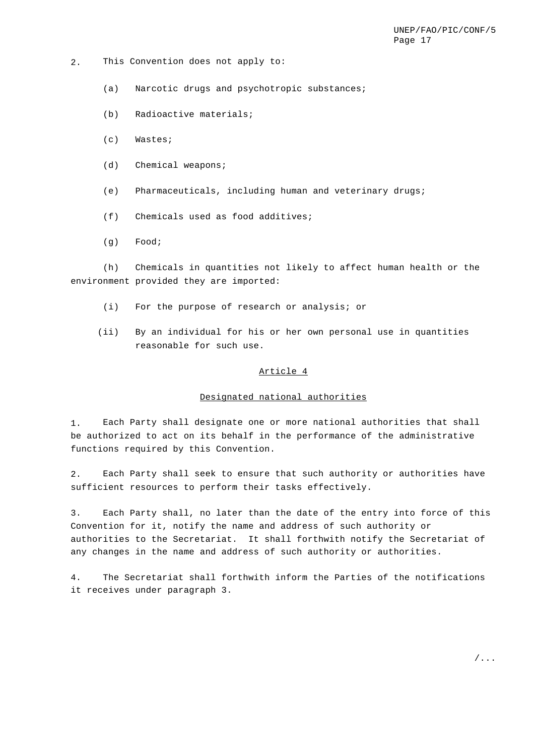2. This Convention does not apply to:

(a) Narcotic drugs and psychotropic substances;

(b) Radioactive materials;

(c) Wastes;

(d) Chemical weapons;

(e) Pharmaceuticals, including human and veterinary drugs;

(f) Chemicals used as food additives;

(g) Food;

(h) Chemicals in quantities not likely to affect human health or the environment provided they are imported:

(i) For the purpose of research or analysis; or

(ii) By an individual for his or her own personal use in quantities reasonable for such use.

## Article 4

## Designated national authorities

1. Each Party shall designate one or more national authorities that shall be authorized to act on its behalf in the performance of the administrative functions required by this Convention.

2. Each Party shall seek to ensure that such authority or authorities have sufficient resources to perform their tasks effectively.

3. Each Party shall, no later than the date of the entry into force of this Convention for it, notify the name and address of such authority or authorities to the Secretariat. It shall forthwith notify the Secretariat of any changes in the name and address of such authority or authorities.

4. The Secretariat shall forthwith inform the Parties of the notifications it receives under paragraph 3.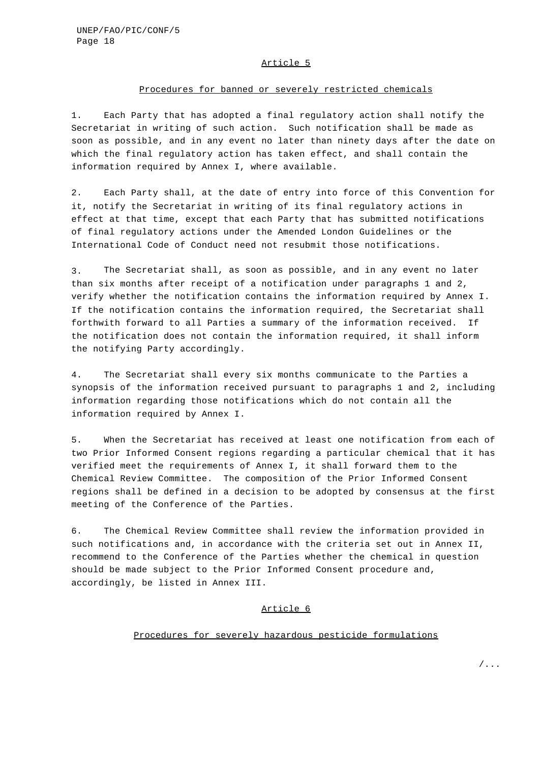## Article 5

### Procedures for banned or severely restricted chemicals

1. Each Party that has adopted a final regulatory action shall notify the Secretariat in writing of such action. Such notification shall be made as soon as possible, and in any event no later than ninety days after the date on which the final regulatory action has taken effect, and shall contain the information required by Annex I, where available.

2. Each Party shall, at the date of entry into force of this Convention for it, notify the Secretariat in writing of its final regulatory actions in effect at that time, except that each Party that has submitted notifications of final regulatory actions under the Amended London Guidelines or the International Code of Conduct need not resubmit those notifications.

3. The Secretariat shall, as soon as possible, and in any event no later than six months after receipt of a notification under paragraphs 1 and 2, verify whether the notification contains the information required by Annex I. If the notification contains the information required, the Secretariat shall forthwith forward to all Parties a summary of the information received. If the notification does not contain the information required, it shall inform the notifying Party accordingly.

4. The Secretariat shall every six months communicate to the Parties a synopsis of the information received pursuant to paragraphs 1 and 2, including information regarding those notifications which do not contain all the information required by Annex I.

5. When the Secretariat has received at least one notification from each of two Prior Informed Consent regions regarding a particular chemical that it has verified meet the requirements of Annex I, it shall forward them to the Chemical Review Committee. The composition of the Prior Informed Consent regions shall be defined in a decision to be adopted by consensus at the first meeting of the Conference of the Parties.

6. The Chemical Review Committee shall review the information provided in such notifications and, in accordance with the criteria set out in Annex II, recommend to the Conference of the Parties whether the chemical in question should be made subject to the Prior Informed Consent procedure and, accordingly, be listed in Annex III.

## Article 6

### Procedures for severely hazardous pesticide formulations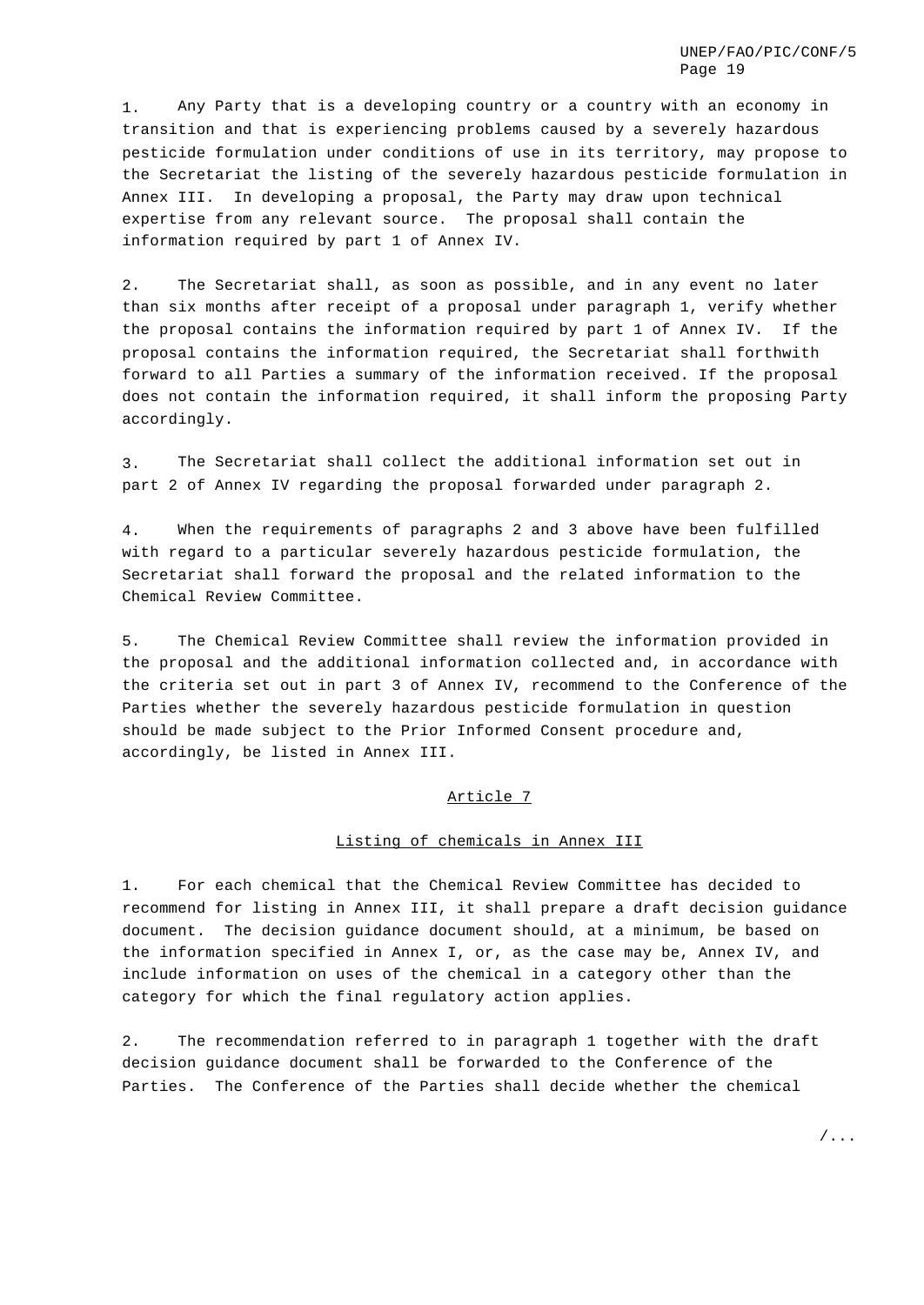1. Any Party that is a developing country or a country with an economy in transition and that is experiencing problems caused by a severely hazardous pesticide formulation under conditions of use in its territory, may propose to the Secretariat the listing of the severely hazardous pesticide formulation in Annex III. In developing a proposal, the Party may draw upon technical expertise from any relevant source. The proposal shall contain the information required by part 1 of Annex IV.

2. The Secretariat shall, as soon as possible, and in any event no later than six months after receipt of a proposal under paragraph 1, verify whether the proposal contains the information required by part 1 of Annex IV. If the proposal contains the information required, the Secretariat shall forthwith forward to all Parties a summary of the information received. If the proposal does not contain the information required, it shall inform the proposing Party accordingly.

3. The Secretariat shall collect the additional information set out in part 2 of Annex IV regarding the proposal forwarded under paragraph 2.

4. When the requirements of paragraphs 2 and 3 above have been fulfilled with regard to a particular severely hazardous pesticide formulation, the Secretariat shall forward the proposal and the related information to the Chemical Review Committee.

5. The Chemical Review Committee shall review the information provided in the proposal and the additional information collected and, in accordance with the criteria set out in part 3 of Annex IV, recommend to the Conference of the Parties whether the severely hazardous pesticide formulation in question should be made subject to the Prior Informed Consent procedure and, accordingly, be listed in Annex III.

## Article 7

### Listing of chemicals in Annex III

1. For each chemical that the Chemical Review Committee has decided to recommend for listing in Annex III, it shall prepare a draft decision guidance document. The decision guidance document should, at a minimum, be based on the information specified in Annex I, or, as the case may be, Annex IV, and include information on uses of the chemical in a category other than the category for which the final regulatory action applies.

2. The recommendation referred to in paragraph 1 together with the draft decision guidance document shall be forwarded to the Conference of the Parties. The Conference of the Parties shall decide whether the chemical

/...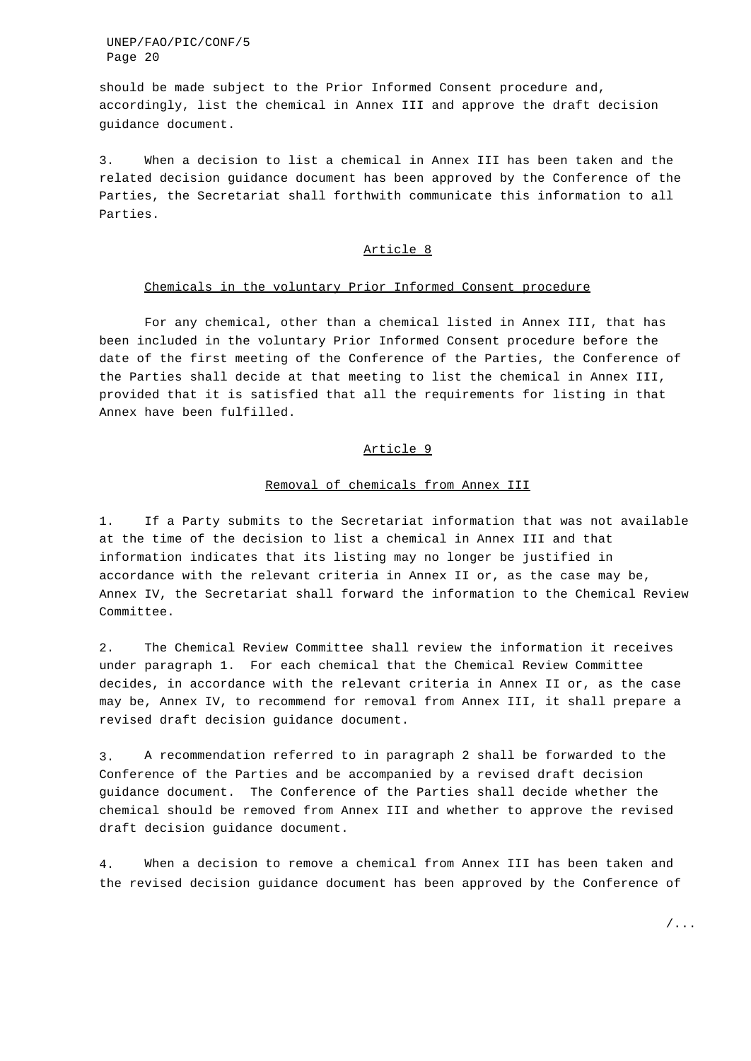should be made subject to the Prior Informed Consent procedure and, accordingly, list the chemical in Annex III and approve the draft decision guidance document.

3. When a decision to list a chemical in Annex III has been taken and the related decision guidance document has been approved by the Conference of the Parties, the Secretariat shall forthwith communicate this information to all Parties.

## Article 8

### Chemicals in the voluntary Prior Informed Consent procedure

For any chemical, other than a chemical listed in Annex III, that has been included in the voluntary Prior Informed Consent procedure before the date of the first meeting of the Conference of the Parties, the Conference of the Parties shall decide at that meeting to list the chemical in Annex III, provided that it is satisfied that all the requirements for listing in that Annex have been fulfilled.

## Article 9

### Removal of chemicals from Annex III

1. If a Party submits to the Secretariat information that was not available at the time of the decision to list a chemical in Annex III and that information indicates that its listing may no longer be justified in accordance with the relevant criteria in Annex II or, as the case may be, Annex IV, the Secretariat shall forward the information to the Chemical Review Committee.

2. The Chemical Review Committee shall review the information it receives under paragraph 1. For each chemical that the Chemical Review Committee decides, in accordance with the relevant criteria in Annex II or, as the case may be, Annex IV, to recommend for removal from Annex III, it shall prepare a revised draft decision guidance document.

3. A recommendation referred to in paragraph 2 shall be forwarded to the Conference of the Parties and be accompanied by a revised draft decision guidance document. The Conference of the Parties shall decide whether the chemical should be removed from Annex III and whether to approve the revised draft decision guidance document.

4. When a decision to remove a chemical from Annex III has been taken and the revised decision guidance document has been approved by the Conference of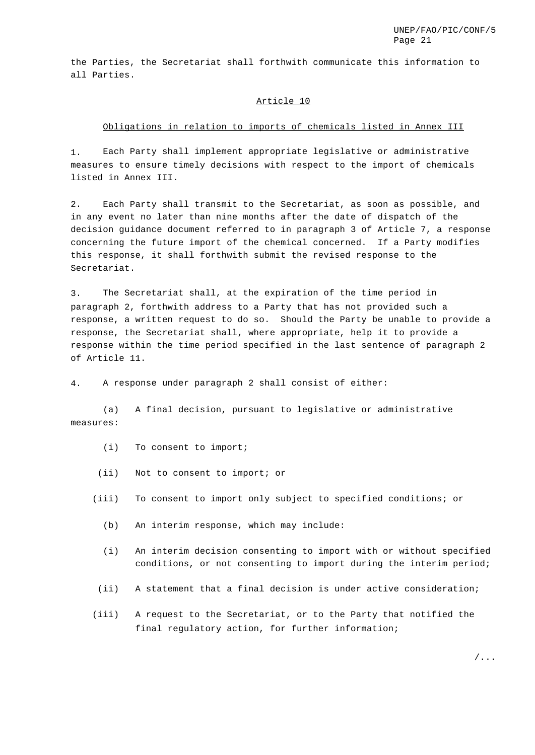the Parties, the Secretariat shall forthwith communicate this information to all Parties.

## Article 10

### Obligations in relation to imports of chemicals listed in Annex III

1. Each Party shall implement appropriate legislative or administrative measures to ensure timely decisions with respect to the import of chemicals listed in Annex III.

2. Each Party shall transmit to the Secretariat, as soon as possible, and in any event no later than nine months after the date of dispatch of the decision guidance document referred to in paragraph 3 of Article 7, a response concerning the future import of the chemical concerned. If a Party modifies this response, it shall forthwith submit the revised response to the Secretariat.

3. The Secretariat shall, at the expiration of the time period in paragraph 2, forthwith address to a Party that has not provided such a response, a written request to do so. Should the Party be unable to provide a response, the Secretariat shall, where appropriate, help it to provide a response within the time period specified in the last sentence of paragraph 2 of Article 11.

4. A response under paragraph 2 shall consist of either:

(a) A final decision, pursuant to legislative or administrative measures:

(i) To consent to import;

(ii) Not to consent to import; or

(iii) To consent to import only subject to specified conditions; or

(b) An interim response, which may include:

(i) An interim decision consenting to import with or without specified conditions, or not consenting to import during the interim period;

(ii) A statement that a final decision is under active consideration;

(iii) A request to the Secretariat, or to the Party that notified the final regulatory action, for further information;

/...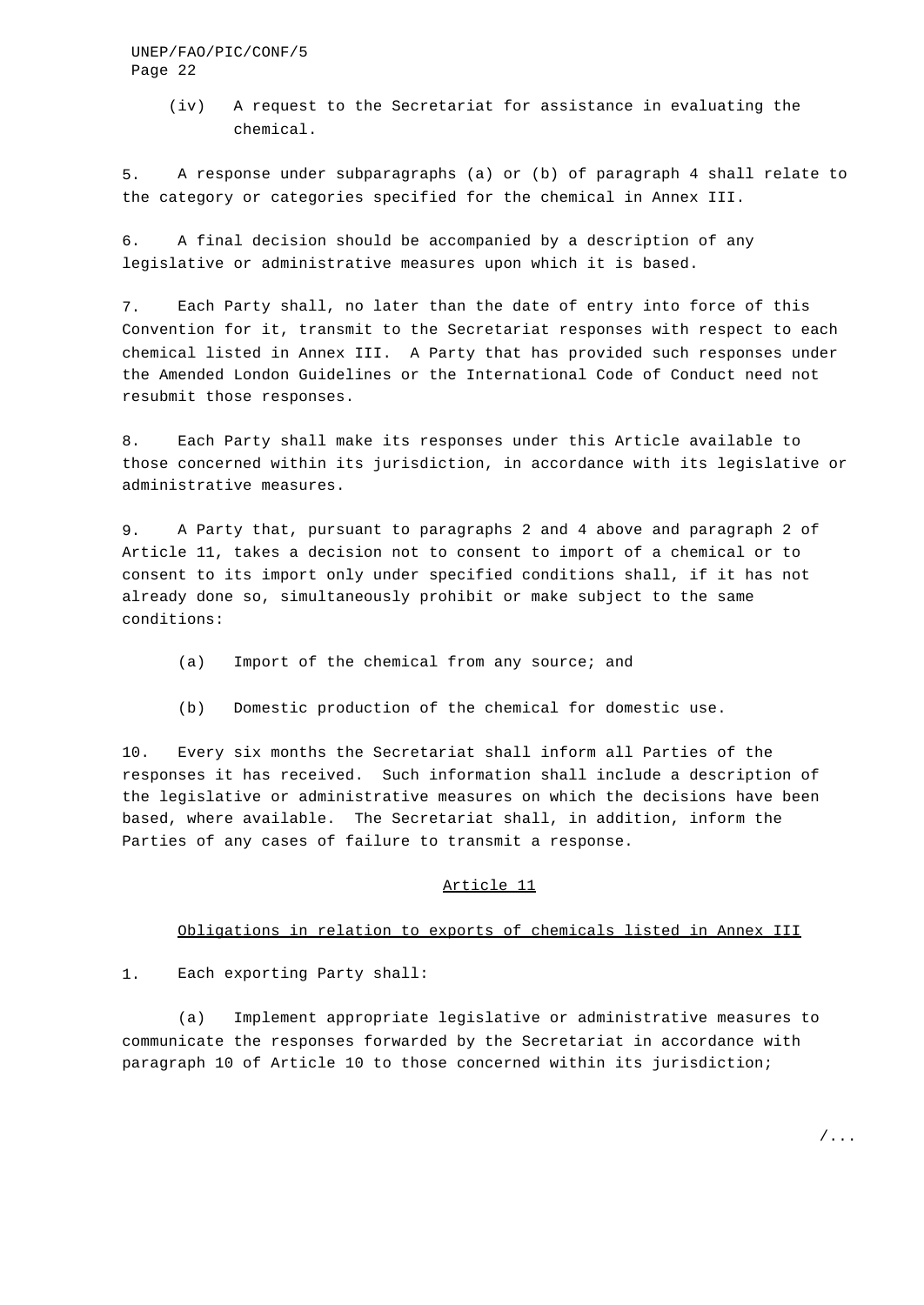(iv) A request to the Secretariat for assistance in evaluating the chemical.

5. A response under subparagraphs (a) or (b) of paragraph 4 shall relate to the category or categories specified for the chemical in Annex III.

6. A final decision should be accompanied by a description of any legislative or administrative measures upon which it is based.

7. Each Party shall, no later than the date of entry into force of this Convention for it, transmit to the Secretariat responses with respect to each chemical listed in Annex III. A Party that has provided such responses under the Amended London Guidelines or the International Code of Conduct need not resubmit those responses.

8. Each Party shall make its responses under this Article available to those concerned within its jurisdiction, in accordance with its legislative or administrative measures.

9. A Party that, pursuant to paragraphs 2 and 4 above and paragraph 2 of Article 11, takes a decision not to consent to import of a chemical or to consent to its import only under specified conditions shall, if it has not already done so, simultaneously prohibit or make subject to the same conditions:

(a) Import of the chemical from any source; and

(b) Domestic production of the chemical for domestic use.

10. Every six months the Secretariat shall inform all Parties of the responses it has received. Such information shall include a description of the legislative or administrative measures on which the decisions have been based, where available. The Secretariat shall, in addition, inform the Parties of any cases of failure to transmit a response.

## Article 11

### Obligations in relation to exports of chemicals listed in Annex III

1. Each exporting Party shall:

(a) Implement appropriate legislative or administrative measures to communicate the responses forwarded by the Secretariat in accordance with paragraph 10 of Article 10 to those concerned within its jurisdiction;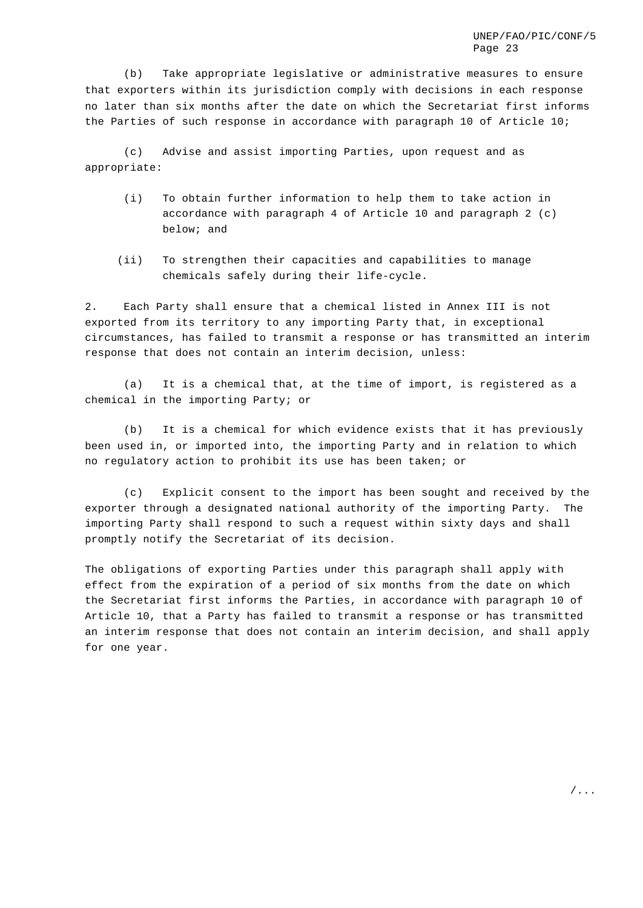(b) Take appropriate legislative or administrative measures to ensure that exporters within its jurisdiction comply with decisions in each response no later than six months after the date on which the Secretariat first informs the Parties of such response in accordance with paragraph 10 of Article 10;

(c) Advise and assist importing Parties, upon request and as appropriate:

(i) To obtain further information to help them to take action in accordance with paragraph 4 of Article 10 and paragraph 2 (c) below; and

(ii) To strengthen their capacities and capabilities to manage chemicals safely during their life-cycle.

2. Each Party shall ensure that a chemical listed in Annex III is not exported from its territory to any importing Party that, in exceptional circumstances, has failed to transmit a response or has transmitted an interim response that does not contain an interim decision, unless:

(a) It is a chemical that, at the time of import, is registered as a chemical in the importing Party; or

(b) It is a chemical for which evidence exists that it has previously been used in, or imported into, the importing Party and in relation to which no regulatory action to prohibit its use has been taken; or

(c) Explicit consent to the import has been sought and received by the exporter through a designated national authority of the importing Party. The importing Party shall respond to such a request within sixty days and shall promptly notify the Secretariat of its decision.

The obligations of exporting Parties under this paragraph shall apply with effect from the expiration of a period of six months from the date on which the Secretariat first informs the Parties, in accordance with paragraph 10 of Article 10, that a Party has failed to transmit a response or has transmitted an interim response that does not contain an interim decision, and shall apply for one year.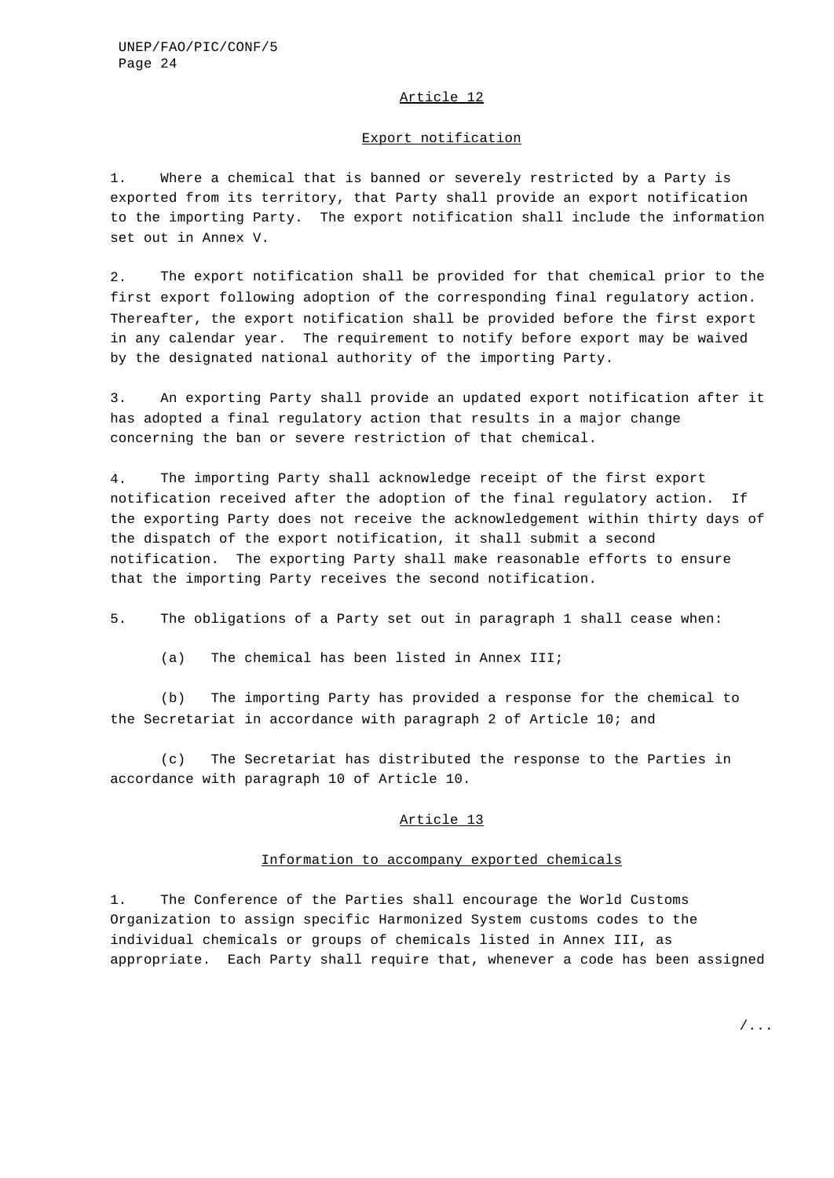## Article 12

### Export notification

1. Where a chemical that is banned or severely restricted by a Party is exported from its territory, that Party shall provide an export notification to the importing Party. The export notification shall include the information set out in Annex V.

2. The export notification shall be provided for that chemical prior to the first export following adoption of the corresponding final regulatory action. Thereafter, the export notification shall be provided before the first export in any calendar year. The requirement to notify before export may be waived by the designated national authority of the importing Party.

3. An exporting Party shall provide an updated export notification after it has adopted a final regulatory action that results in a major change concerning the ban or severe restriction of that chemical.

4. The importing Party shall acknowledge receipt of the first export notification received after the adoption of the final regulatory action. If the exporting Party does not receive the acknowledgement within thirty days of the dispatch of the export notification, it shall submit a second notification. The exporting Party shall make reasonable efforts to ensure that the importing Party receives the second notification.

5. The obligations of a Party set out in paragraph 1 shall cease when:

(a) The chemical has been listed in Annex III;

(b) The importing Party has provided a response for the chemical to the Secretariat in accordance with paragraph 2 of Article 10; and

(c) The Secretariat has distributed the response to the Parties in accordance with paragraph 10 of Article 10.

## Article 13

### Information to accompany exported chemicals

1. The Conference of the Parties shall encourage the World Customs Organization to assign specific Harmonized System customs codes to the individual chemicals or groups of chemicals listed in Annex III, as appropriate. Each Party shall require that, whenever a code has been assigned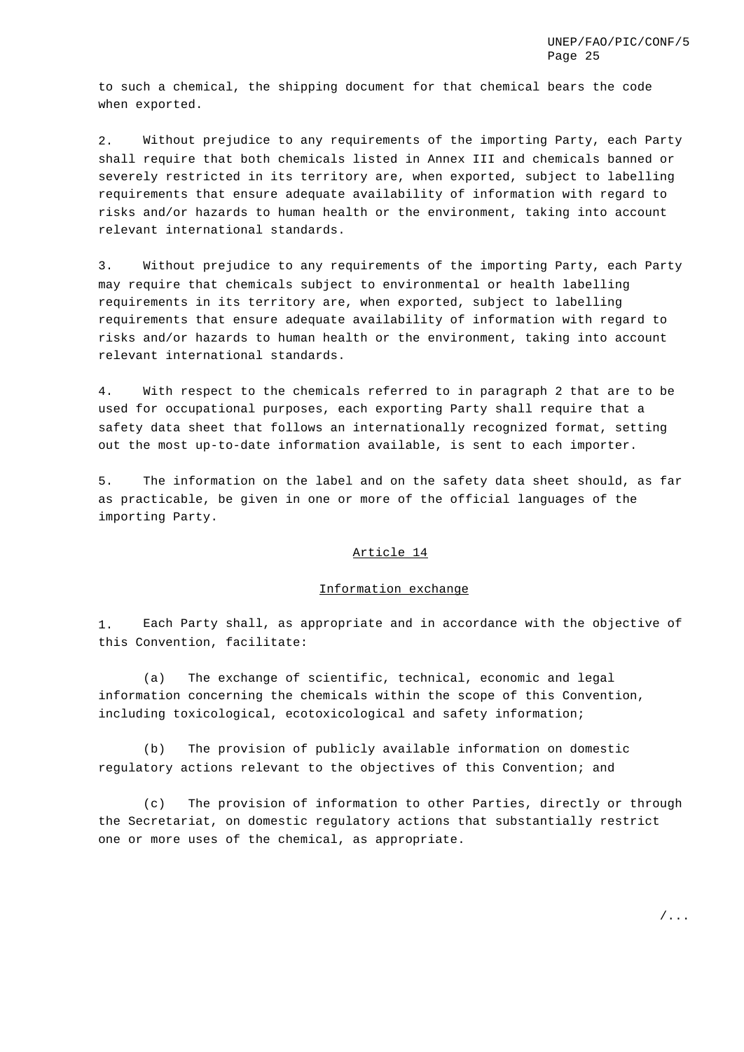to such a chemical, the shipping document for that chemical bears the code when exported.

2. Without prejudice to any requirements of the importing Party, each Party shall require that both chemicals listed in Annex III and chemicals banned or severely restricted in its territory are, when exported, subject to labelling requirements that ensure adequate availability of information with regard to risks and/or hazards to human health or the environment, taking into account relevant international standards.

3. Without prejudice to any requirements of the importing Party, each Party may require that chemicals subject to environmental or health labelling requirements in its territory are, when exported, subject to labelling requirements that ensure adequate availability of information with regard to risks and/or hazards to human health or the environment, taking into account relevant international standards.

4. With respect to the chemicals referred to in paragraph 2 that are to be used for occupational purposes, each exporting Party shall require that a safety data sheet that follows an internationally recognized format, setting out the most up-to-date information available, is sent to each importer.

5. The information on the label and on the safety data sheet should, as far as practicable, be given in one or more of the official languages of the importing Party.

## Article 14

### Information exchange

1. Each Party shall, as appropriate and in accordance with the objective of this Convention, facilitate:

(a) The exchange of scientific, technical, economic and legal information concerning the chemicals within the scope of this Convention, including toxicological, ecotoxicological and safety information;

(b) The provision of publicly available information on domestic regulatory actions relevant to the objectives of this Convention; and

(c) The provision of information to other Parties, directly or through the Secretariat, on domestic regulatory actions that substantially restrict one or more uses of the chemical, as appropriate.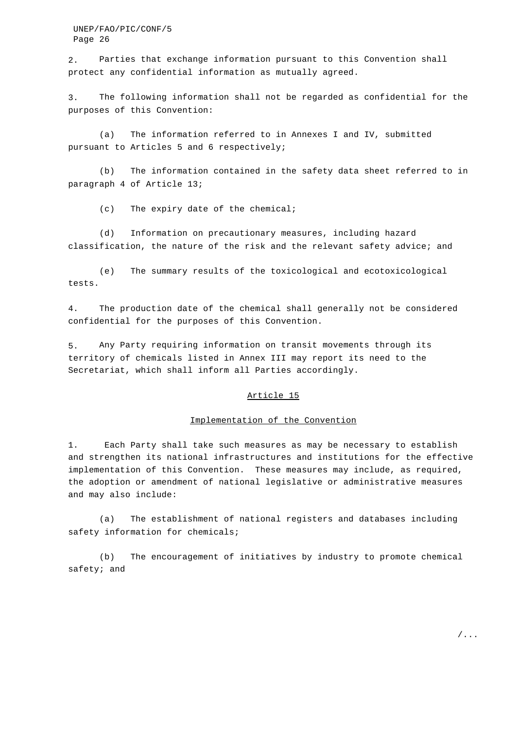2. Parties that exchange information pursuant to this Convention shall protect any confidential information as mutually agreed.

3. The following information shall not be regarded as confidential for the purposes of this Convention:

(a) The information referred to in Annexes I and IV, submitted pursuant to Articles 5 and 6 respectively;

(b) The information contained in the safety data sheet referred to in paragraph 4 of Article 13;

(c) The expiry date of the chemical;

(d) Information on precautionary measures, including hazard classification, the nature of the risk and the relevant safety advice; and

(e) The summary results of the toxicological and ecotoxicological tests.

4. The production date of the chemical shall generally not be considered confidential for the purposes of this Convention.

5. Any Party requiring information on transit movements through its territory of chemicals listed in Annex III may report its need to the Secretariat, which shall inform all Parties accordingly.

## Article 15

## Implementation of the Convention

1. Each Party shall take such measures as may be necessary to establish and strengthen its national infrastructures and institutions for the effective implementation of this Convention. These measures may include, as required, the adoption or amendment of national legislative or administrative measures and may also include:

(a) The establishment of national registers and databases including safety information for chemicals;

(b) The encouragement of initiatives by industry to promote chemical safety; and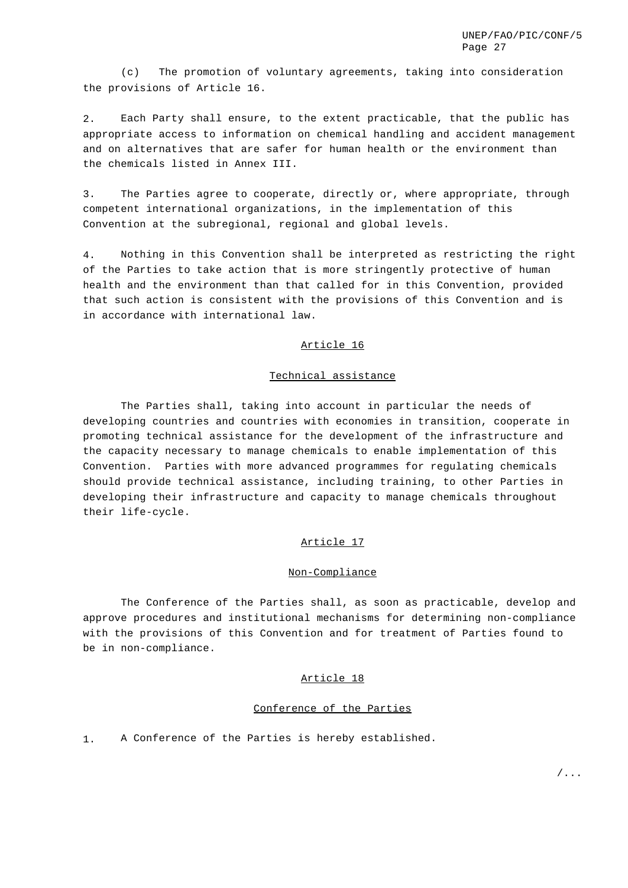(c) The promotion of voluntary agreements, taking into consideration the provisions of Article 16.

2. Each Party shall ensure, to the extent practicable, that the public has appropriate access to information on chemical handling and accident management and on alternatives that are safer for human health or the environment than the chemicals listed in Annex III.

3. The Parties agree to cooperate, directly or, where appropriate, through competent international organizations, in the implementation of this Convention at the subregional, regional and global levels.

4. Nothing in this Convention shall be interpreted as restricting the right of the Parties to take action that is more stringently protective of human health and the environment than that called for in this Convention, provided that such action is consistent with the provisions of this Convention and is in accordance with international law.

## Article 16

## Technical assistance

The Parties shall, taking into account in particular the needs of developing countries and countries with economies in transition, cooperate in promoting technical assistance for the development of the infrastructure and the capacity necessary to manage chemicals to enable implementation of this Convention. Parties with more advanced programmes for regulating chemicals should provide technical assistance, including training, to other Parties in developing their infrastructure and capacity to manage chemicals throughout their life-cycle.

## Article 17

## Non-Compliance

The Conference of the Parties shall, as soon as practicable, develop and approve procedures and institutional mechanisms for determining non-compliance with the provisions of this Convention and for treatment of Parties found to be in non-compliance.

## Article 18

## Conference of the Parties

1. A Conference of the Parties is hereby established.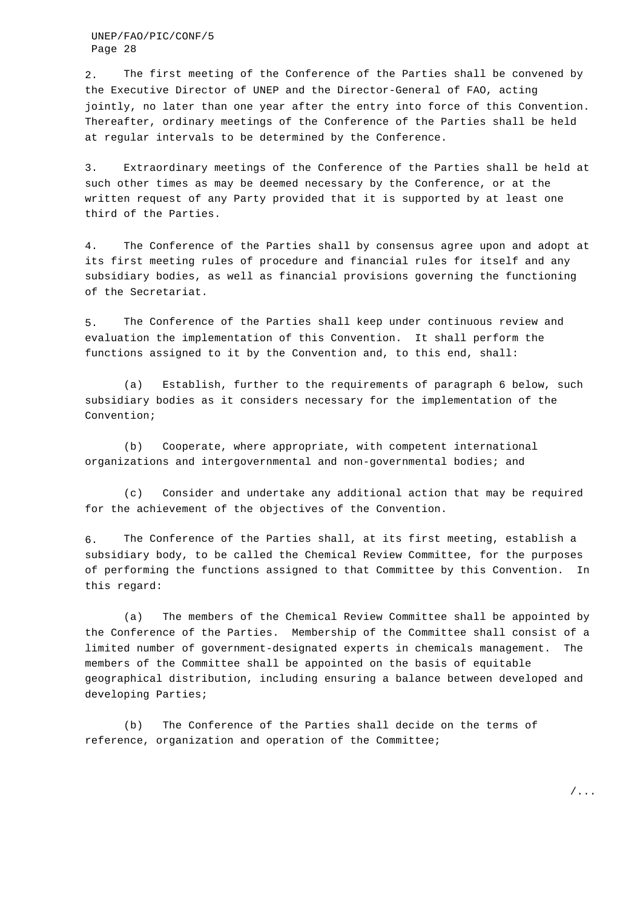2. The first meeting of the Conference of the Parties shall be convened by the Executive Director of UNEP and the Director-General of FAO, acting jointly, no later than one year after the entry into force of this Convention. Thereafter, ordinary meetings of the Conference of the Parties shall be held at regular intervals to be determined by the Conference.

3. Extraordinary meetings of the Conference of the Parties shall be held at such other times as may be deemed necessary by the Conference, or at the written request of any Party provided that it is supported by at least one third of the Parties.

4. The Conference of the Parties shall by consensus agree upon and adopt at its first meeting rules of procedure and financial rules for itself and any subsidiary bodies, as well as financial provisions governing the functioning of the Secretariat.

5. The Conference of the Parties shall keep under continuous review and evaluation the implementation of this Convention. It shall perform the functions assigned to it by the Convention and, to this end, shall:

(a) Establish, further to the requirements of paragraph 6 below, such subsidiary bodies as it considers necessary for the implementation of the Convention;

(b) Cooperate, where appropriate, with competent international organizations and intergovernmental and non-governmental bodies; and

(c) Consider and undertake any additional action that may be required for the achievement of the objectives of the Convention.

6. The Conference of the Parties shall, at its first meeting, establish a subsidiary body, to be called the Chemical Review Committee, for the purposes of performing the functions assigned to that Committee by this Convention. In this regard:

(a) The members of the Chemical Review Committee shall be appointed by the Conference of the Parties. Membership of the Committee shall consist of a limited number of government-designated experts in chemicals management. The members of the Committee shall be appointed on the basis of equitable geographical distribution, including ensuring a balance between developed and developing Parties;

(b) The Conference of the Parties shall decide on the terms of reference, organization and operation of the Committee;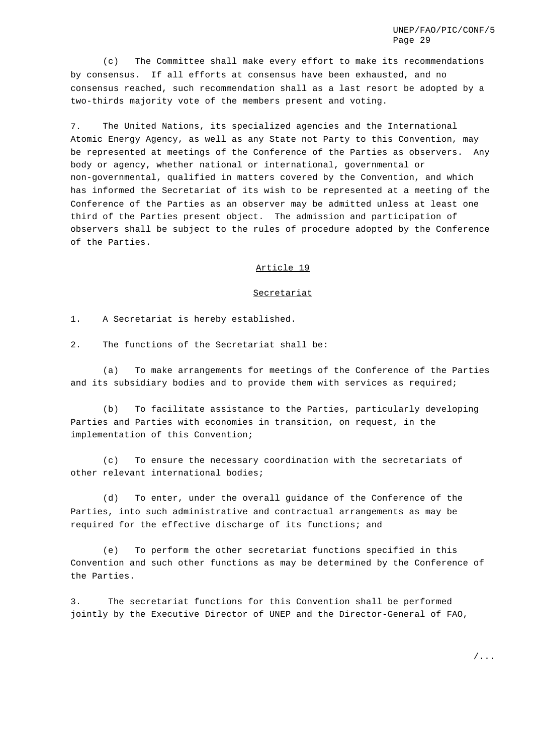(c) The Committee shall make every effort to make its recommendations by consensus. If all efforts at consensus have been exhausted, and no consensus reached, such recommendation shall as a last resort be adopted by a two-thirds majority vote of the members present and voting.

7. The United Nations, its specialized agencies and the International Atomic Energy Agency, as well as any State not Party to this Convention, may be represented at meetings of the Conference of the Parties as observers. Any body or agency, whether national or international, governmental or non-governmental, qualified in matters covered by the Convention, and which has informed the Secretariat of its wish to be represented at a meeting of the Conference of the Parties as an observer may be admitted unless at least one third of the Parties present object. The admission and participation of observers shall be subject to the rules of procedure adopted by the Conference of the Parties.

## Article 19

## Secretariat

1. A Secretariat is hereby established.

2. The functions of the Secretariat shall be:

(a) To make arrangements for meetings of the Conference of the Parties and its subsidiary bodies and to provide them with services as required;

(b) To facilitate assistance to the Parties, particularly developing Parties and Parties with economies in transition, on request, in the implementation of this Convention;

(c) To ensure the necessary coordination with the secretariats of other relevant international bodies;

(d) To enter, under the overall guidance of the Conference of the Parties, into such administrative and contractual arrangements as may be required for the effective discharge of its functions; and

(e) To perform the other secretariat functions specified in this Convention and such other functions as may be determined by the Conference of the Parties.

3. The secretariat functions for this Convention shall be performed jointly by the Executive Director of UNEP and the Director-General of FAO,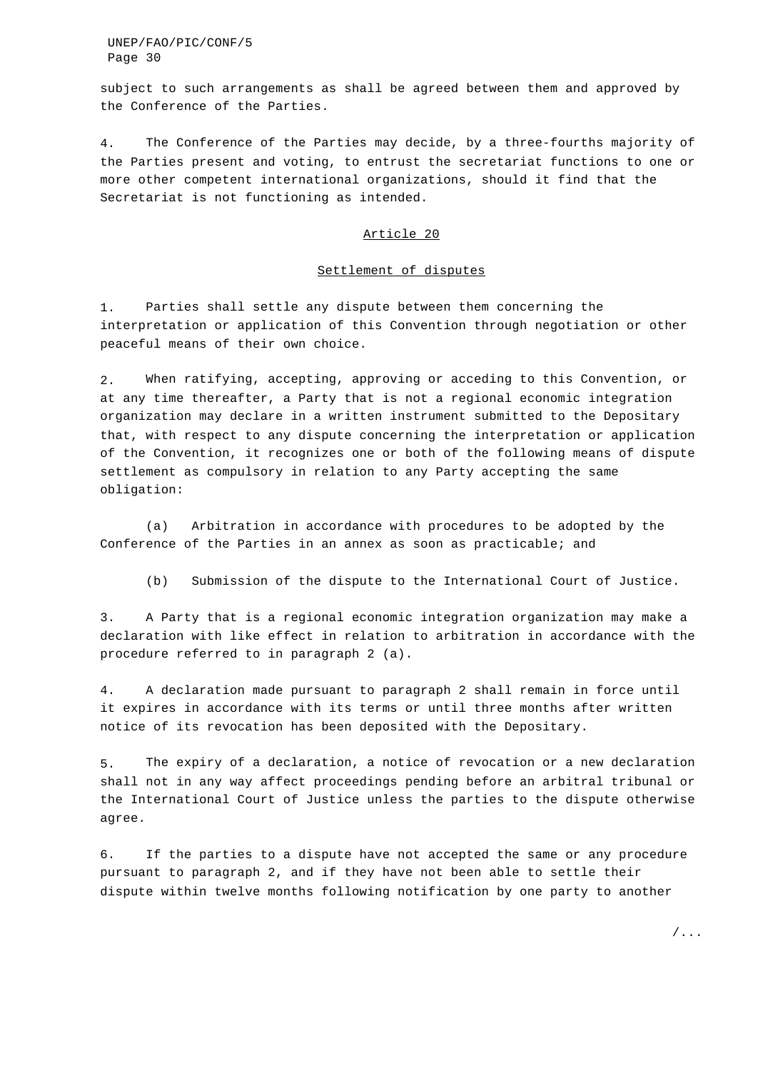subject to such arrangements as shall be agreed between them and approved by the Conference of the Parties.

4. The Conference of the Parties may decide, by a three-fourths majority of the Parties present and voting, to entrust the secretariat functions to one or more other competent international organizations, should it find that the Secretariat is not functioning as intended.

## Article 20

### Settlement of disputes

1. Parties shall settle any dispute between them concerning the interpretation or application of this Convention through negotiation or other peaceful means of their own choice.

2. When ratifying, accepting, approving or acceding to this Convention, or at any time thereafter, a Party that is not a regional economic integration organization may declare in a written instrument submitted to the Depositary that, with respect to any dispute concerning the interpretation or application of the Convention, it recognizes one or both of the following means of dispute settlement as compulsory in relation to any Party accepting the same obligation:

(a) Arbitration in accordance with procedures to be adopted by the Conference of the Parties in an annex as soon as practicable; and

(b) Submission of the dispute to the International Court of Justice.

3. A Party that is a regional economic integration organization may make a declaration with like effect in relation to arbitration in accordance with the procedure referred to in paragraph 2 (a).

4. A declaration made pursuant to paragraph 2 shall remain in force until it expires in accordance with its terms or until three months after written notice of its revocation has been deposited with the Depositary.

5. The expiry of a declaration, a notice of revocation or a new declaration shall not in any way affect proceedings pending before an arbitral tribunal or the International Court of Justice unless the parties to the dispute otherwise agree.

6. If the parties to a dispute have not accepted the same or any procedure pursuant to paragraph 2, and if they have not been able to settle their dispute within twelve months following notification by one party to another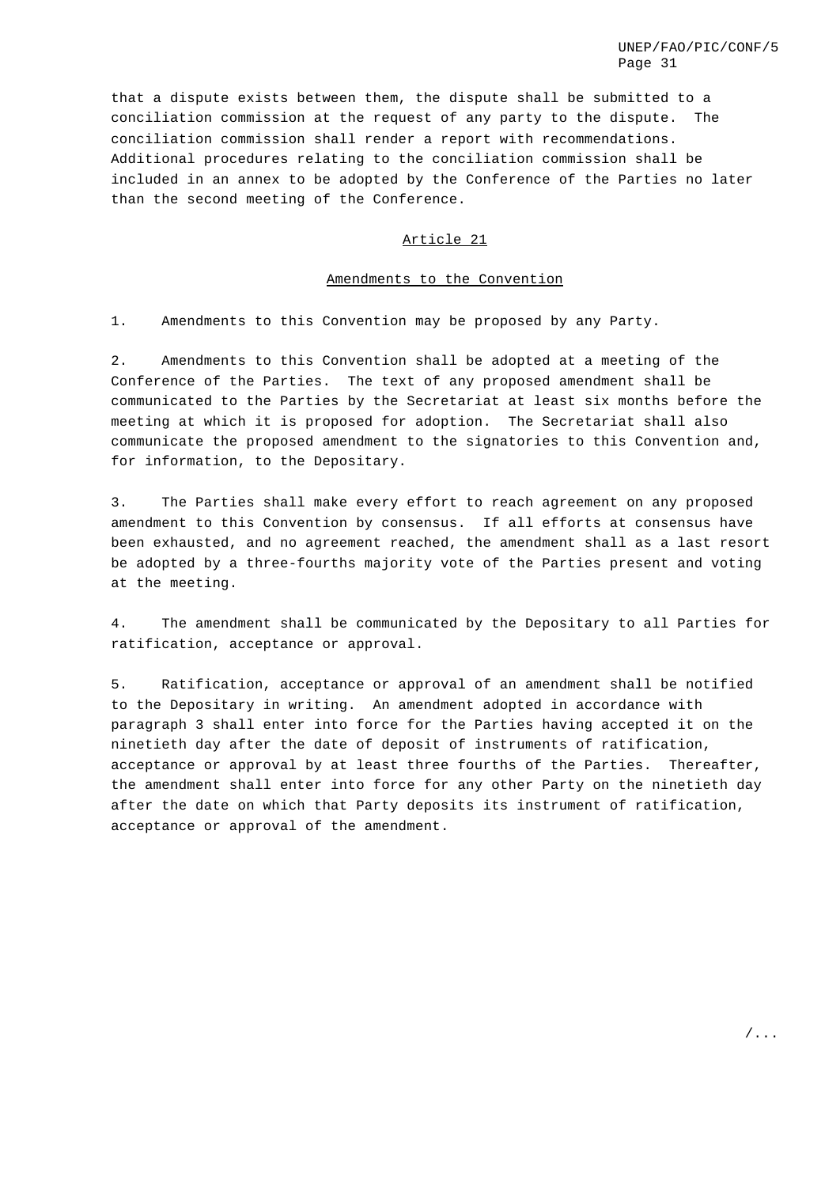that a dispute exists between them, the dispute shall be submitted to a conciliation commission at the request of any party to the dispute. The conciliation commission shall render a report with recommendations. Additional procedures relating to the conciliation commission shall be included in an annex to be adopted by the Conference of the Parties no later than the second meeting of the Conference.

## Article 21

## Amendments to the Convention

1. Amendments to this Convention may be proposed by any Party.

2. Amendments to this Convention shall be adopted at a meeting of the Conference of the Parties. The text of any proposed amendment shall be communicated to the Parties by the Secretariat at least six months before the meeting at which it is proposed for adoption. The Secretariat shall also communicate the proposed amendment to the signatories to this Convention and, for information, to the Depositary.

3. The Parties shall make every effort to reach agreement on any proposed amendment to this Convention by consensus. If all efforts at consensus have been exhausted, and no agreement reached, the amendment shall as a last resort be adopted by a three-fourths majority vote of the Parties present and voting at the meeting.

4. The amendment shall be communicated by the Depositary to all Parties for ratification, acceptance or approval.

5. Ratification, acceptance or approval of an amendment shall be notified to the Depositary in writing. An amendment adopted in accordance with paragraph 3 shall enter into force for the Parties having accepted it on the ninetieth day after the date of deposit of instruments of ratification, acceptance or approval by at least three fourths of the Parties. Thereafter, the amendment shall enter into force for any other Party on the ninetieth day after the date on which that Party deposits its instrument of ratification, acceptance or approval of the amendment.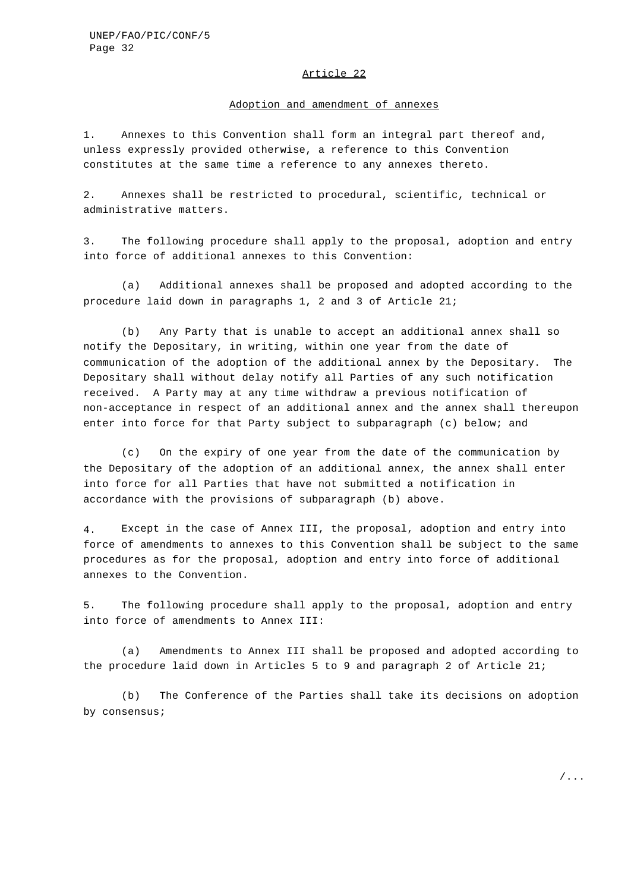## Article 22

### Adoption and amendment of annexes

1. Annexes to this Convention shall form an integral part thereof and, unless expressly provided otherwise, a reference to this Convention constitutes at the same time a reference to any annexes thereto.

2. Annexes shall be restricted to procedural, scientific, technical or administrative matters.

3. The following procedure shall apply to the proposal, adoption and entry into force of additional annexes to this Convention:

   (a) Additional annexes shall be proposed and adopted according to the procedure laid down in paragraphs 1, 2 and 3 of Article 21;

   (b) Any Party that is unable to accept an additional annex shall so notify the Depositary, in writing, within one year from the date of communication of the adoption of the additional annex by the Depositary. The Depositary shall without delay notify all Parties of any such notification received. A Party may at any time withdraw a previous notification of non-acceptance in respect of an additional annex and the annex shall thereupon enter into force for that Party subject to subparagraph (c) below; and

   (c) On the expiry of one year from the date of the communication by the Depositary of the adoption of an additional annex, the annex shall enter into force for all Parties that have not submitted a notification in accordance with the provisions of subparagraph (b) above.

4. Except in the case of Annex III, the proposal, adoption and entry into force of amendments to annexes to this Convention shall be subject to the same procedures as for the proposal, adoption and entry into force of additional annexes to the Convention.

5. The following procedure shall apply to the proposal, adoption and entry into force of amendments to Annex III:

   (a) Amendments to Annex III shall be proposed and adopted according to the procedure laid down in Articles 5 to 9 and paragraph 2 of Article 21;

   (b) The Conference of the Parties shall take its decisions on adoption by consensus;

/...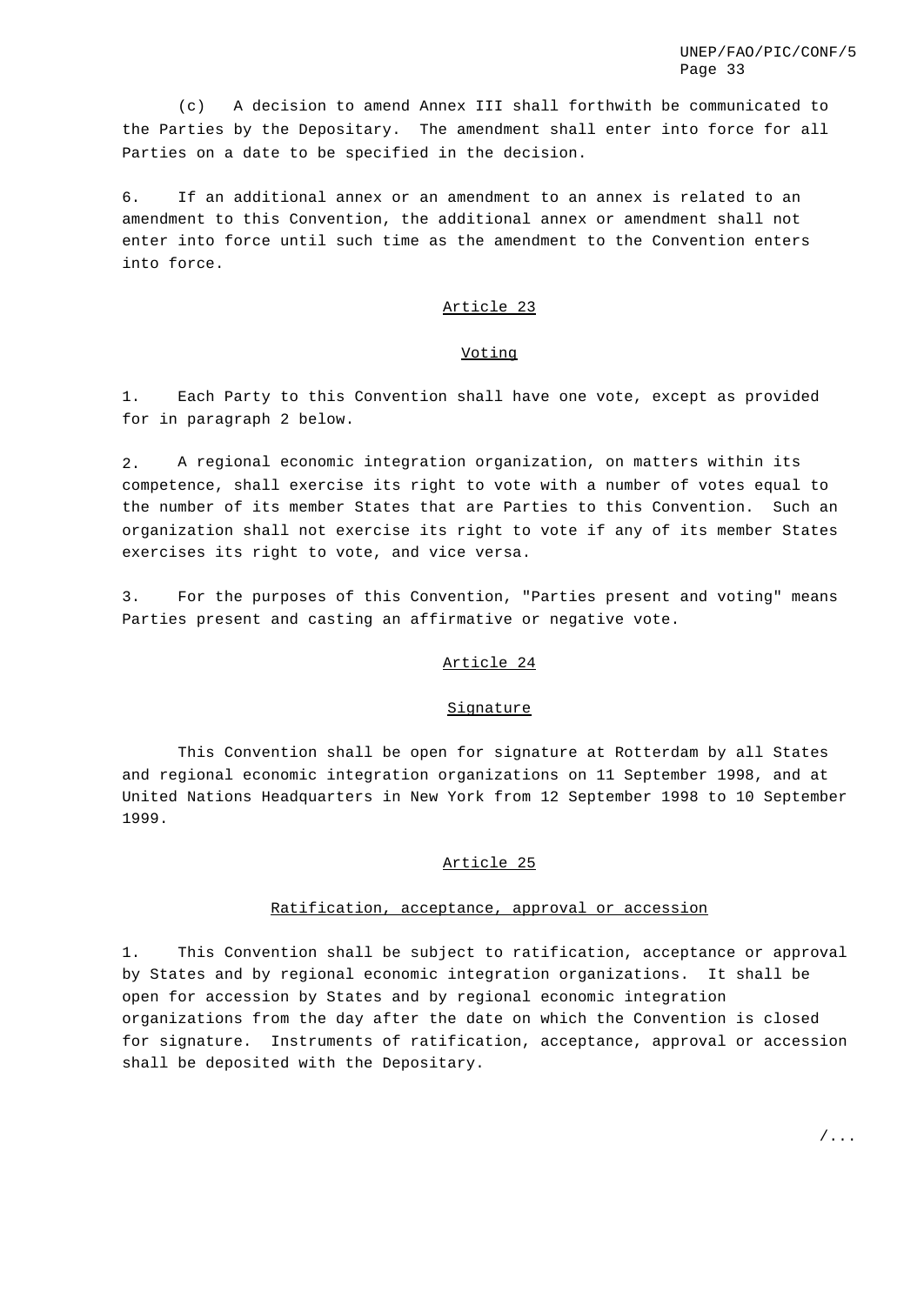(c) A decision to amend Annex III shall forthwith be communicated to the Parties by the Depositary. The amendment shall enter into force for all Parties on a date to be specified in the decision.

6. If an additional annex or an amendment to an annex is related to an amendment to this Convention, the additional annex or amendment shall not enter into force until such time as the amendment to the Convention enters into force.

## Article 23

### Voting

1. Each Party to this Convention shall have one vote, except as provided for in paragraph 2 below.

2. A regional economic integration organization, on matters within its competence, shall exercise its right to vote with a number of votes equal to the number of its member States that are Parties to this Convention. Such an organization shall not exercise its right to vote if any of its member States exercises its right to vote, and vice versa.

3. For the purposes of this Convention, "Parties present and voting" means Parties present and casting an affirmative or negative vote.

## Article 24

### Signature

This Convention shall be open for signature at Rotterdam by all States and regional economic integration organizations on 11 September 1998, and at United Nations Headquarters in New York from 12 September 1998 to 10 September 1999.

## Article 25

### Ratification, acceptance, approval or accession

1. This Convention shall be subject to ratification, acceptance or approval by States and by regional economic integration organizations. It shall be open for accession by States and by regional economic integration organizations from the day after the date on which the Convention is closed for signature. Instruments of ratification, acceptance, approval or accession shall be deposited with the Depositary.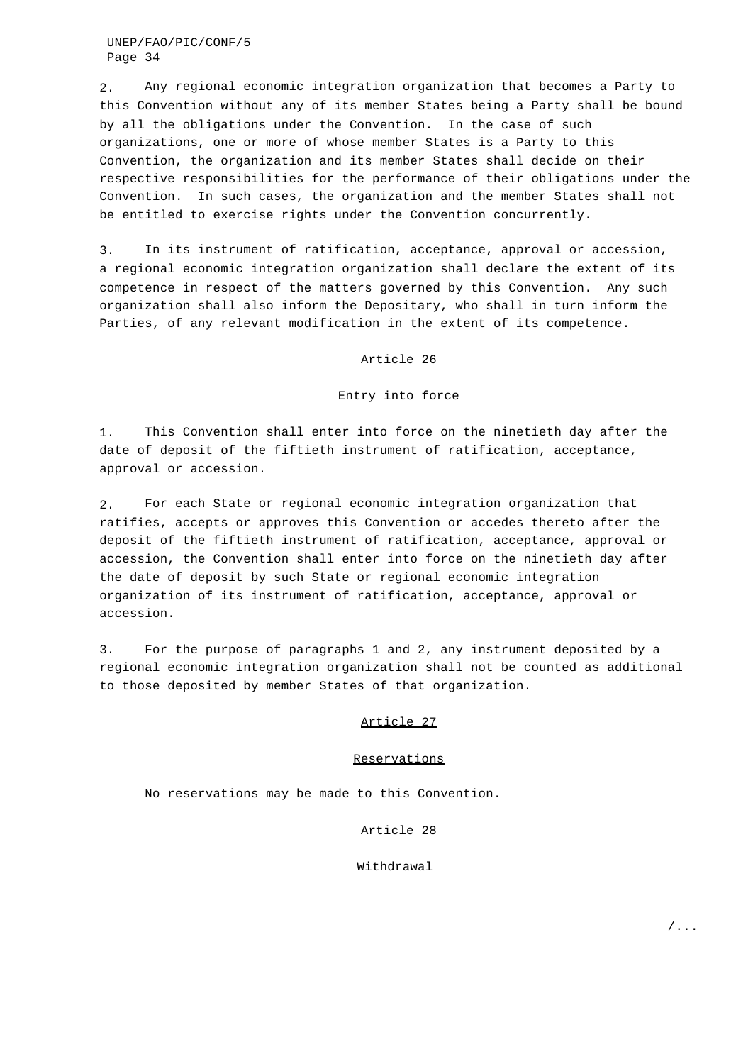2. Any regional economic integration organization that becomes a Party to this Convention without any of its member States being a Party shall be bound by all the obligations under the Convention. In the case of such organizations, one or more of whose member States is a Party to this Convention, the organization and its member States shall decide on their respective responsibilities for the performance of their obligations under the Convention. In such cases, the organization and the member States shall not be entitled to exercise rights under the Convention concurrently.

3. In its instrument of ratification, acceptance, approval or accession, a regional economic integration organization shall declare the extent of its competence in respect of the matters governed by this Convention. Any such organization shall also inform the Depositary, who shall in turn inform the Parties, of any relevant modification in the extent of its competence.

## Article 26

## Entry into force

1. This Convention shall enter into force on the ninetieth day after the date of deposit of the fiftieth instrument of ratification, acceptance, approval or accession.

2. For each State or regional economic integration organization that ratifies, accepts or approves this Convention or accedes thereto after the deposit of the fiftieth instrument of ratification, acceptance, approval or accession, the Convention shall enter into force on the ninetieth day after the date of deposit by such State or regional economic integration organization of its instrument of ratification, acceptance, approval or accession.

3. For the purpose of paragraphs 1 and 2, any instrument deposited by a regional economic integration organization shall not be counted as additional to those deposited by member States of that organization.

## Article 27

## Reservations

No reservations may be made to this Convention.

## Article 28

## Withdrawal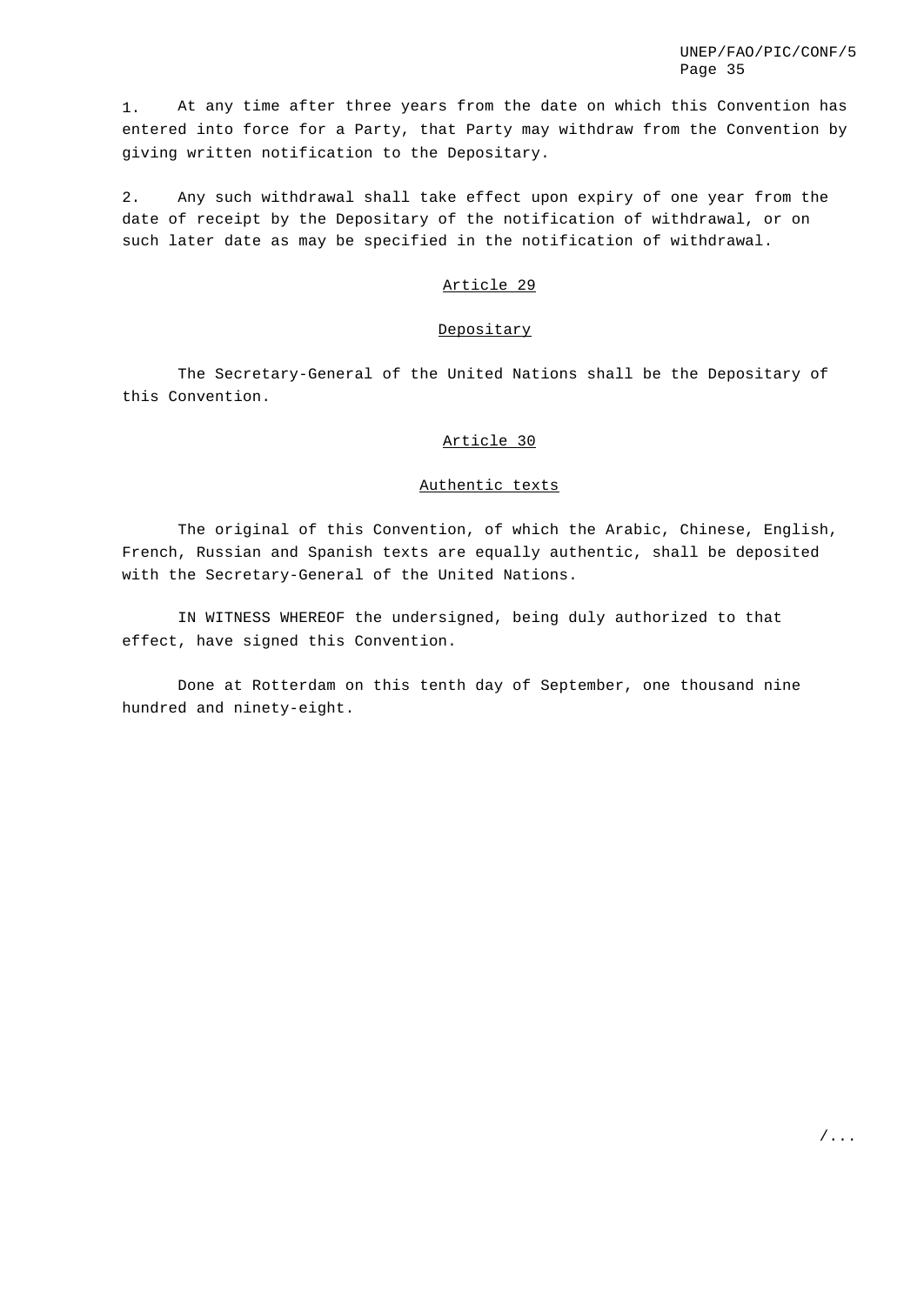1. At any time after three years from the date on which this Convention has entered into force for a Party, that Party may withdraw from the Convention by giving written notification to the Depositary.

2. Any such withdrawal shall take effect upon expiry of one year from the date of receipt by the Depositary of the notification of withdrawal, or on such later date as may be specified in the notification of withdrawal.

## Article 29

## Depositary

The Secretary-General of the United Nations shall be the Depositary of this Convention.

## Article 30

## Authentic texts

The original of this Convention, of which the Arabic, Chinese, English, French, Russian and Spanish texts are equally authentic, shall be deposited with the Secretary-General of the United Nations.

IN WITNESS WHEREOF the undersigned, being duly authorized to that effect, have signed this Convention.

Done at Rotterdam on this tenth day of September, one thousand nine hundred and ninety-eight.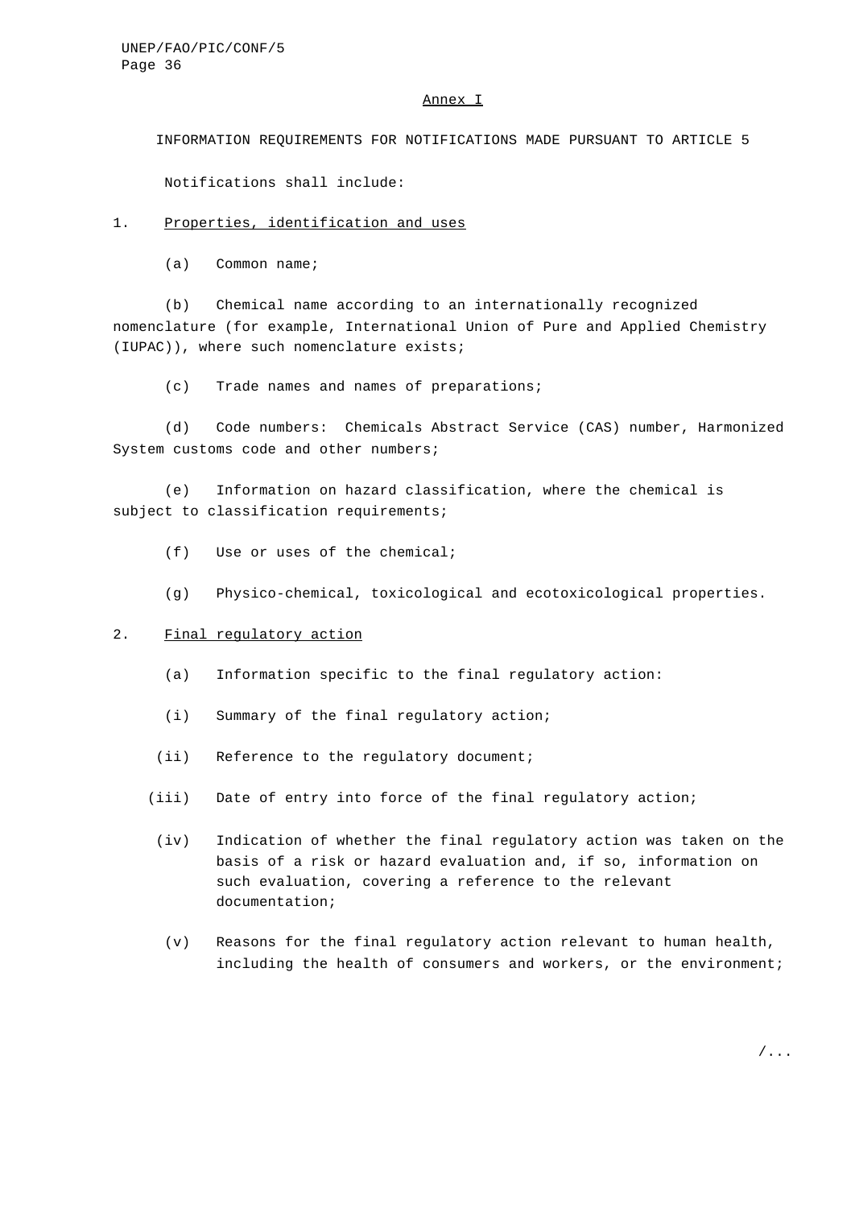Annex I

INFORMATION REQUIREMENTS FOR NOTIFICATIONS MADE PURSUANT TO ARTICLE 5

Notifications shall include:

1. Properties, identification and uses

(a) Common name;

(b) Chemical name according to an internationally recognized nomenclature (for example, International Union of Pure and Applied Chemistry (IUPAC)), where such nomenclature exists;

(c) Trade names and names of preparations;

(d) Code numbers: Chemicals Abstract Service (CAS) number, Harmonized System customs code and other numbers;

(e) Information on hazard classification, where the chemical is subject to classification requirements;

(f) Use or uses of the chemical;

(g) Physico-chemical, toxicological and ecotoxicological properties.

2. Final regulatory action

(a) Information specific to the final regulatory action:

(i) Summary of the final regulatory action;

(ii) Reference to the regulatory document;

(iii) Date of entry into force of the final regulatory action;

(iv) Indication of whether the final regulatory action was taken on the basis of a risk or hazard evaluation and, if so, information on such evaluation, covering a reference to the relevant documentation;

(v) Reasons for the final regulatory action relevant to human health, including the health of consumers and workers, or the environment;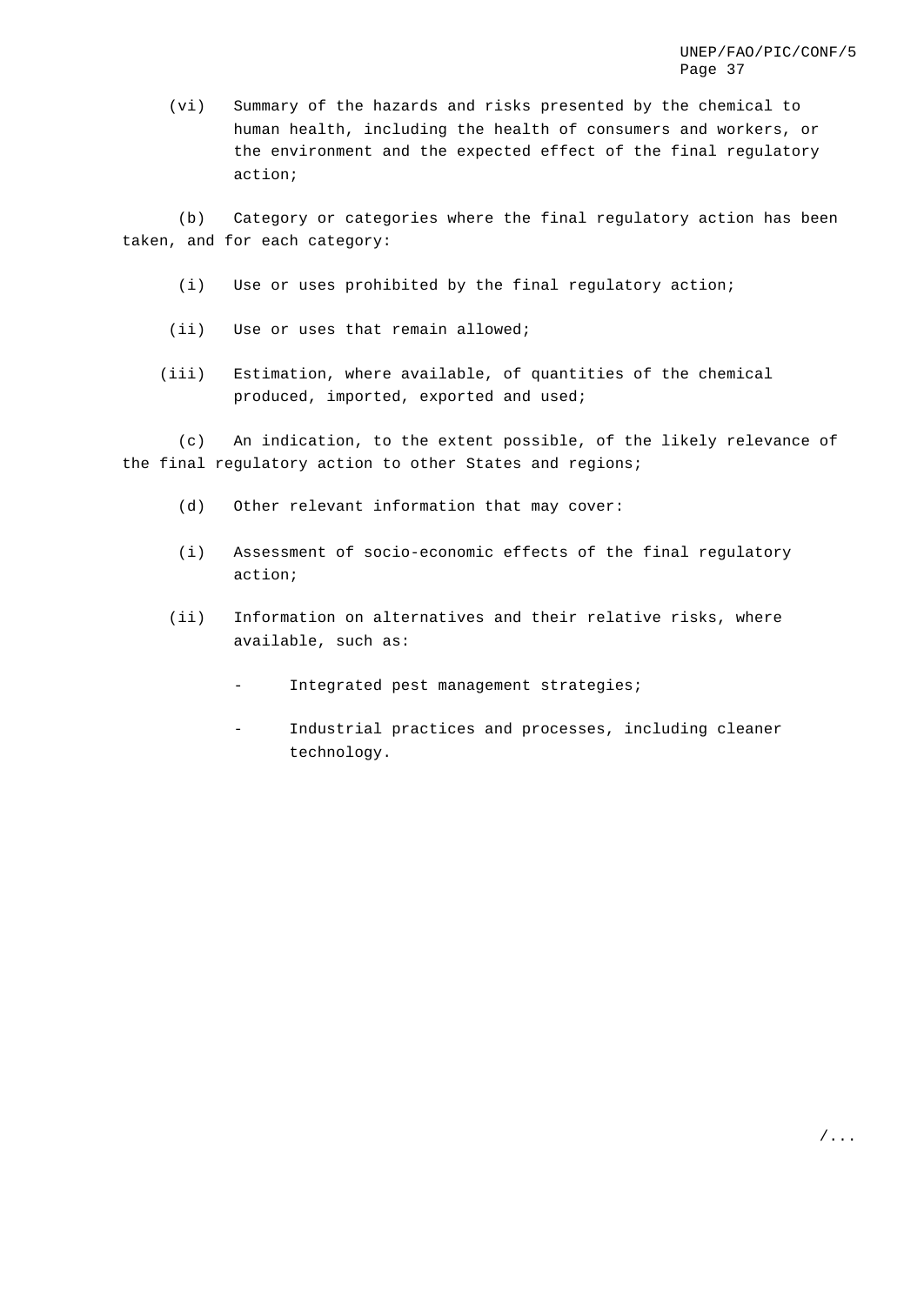(vi) Summary of the hazards and risks presented by the chemical to human health, including the health of consumers and workers, or the environment and the expected effect of the final regulatory action;

(b) Category or categories where the final regulatory action has been taken, and for each category:

(i) Use or uses prohibited by the final regulatory action;

(ii) Use or uses that remain allowed;

(iii) Estimation, where available, of quantities of the chemical produced, imported, exported and used;

(c) An indication, to the extent possible, of the likely relevance of the final regulatory action to other States and regions;

(d) Other relevant information that may cover:

(i) Assessment of socio-economic effects of the final regulatory action;

(ii) Information on alternatives and their relative risks, where available, such as:

- Integrated pest management strategies;
- Industrial practices and processes, including cleaner technology.

/...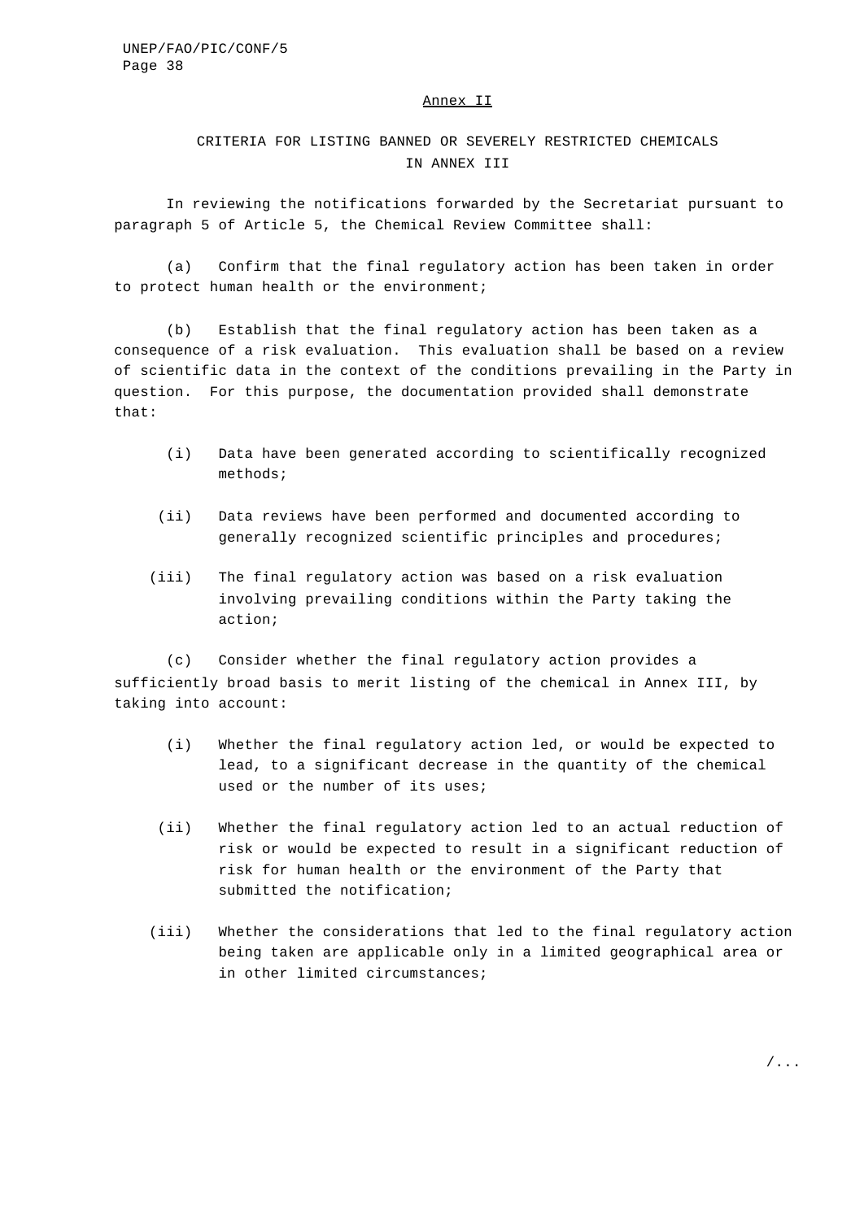## Annex II

### CRITERIA FOR LISTING BANNED OR SEVERELY RESTRICTED CHEMICALS IN ANNEX III

In reviewing the notifications forwarded by the Secretariat pursuant to paragraph 5 of Article 5, the Chemical Review Committee shall:

(a) Confirm that the final regulatory action has been taken in order to protect human health or the environment;

(b) Establish that the final regulatory action has been taken as a consequence of a risk evaluation. This evaluation shall be based on a review of scientific data in the context of the conditions prevailing in the Party in question. For this purpose, the documentation provided shall demonstrate that:

- (i) Data have been generated according to scientifically recognized methods;
- (ii) Data reviews have been performed and documented according to generally recognized scientific principles and procedures;
- (iii) The final regulatory action was based on a risk evaluation involving prevailing conditions within the Party taking the action;

(c) Consider whether the final regulatory action provides a sufficiently broad basis to merit listing of the chemical in Annex III, by taking into account:

- (i) Whether the final regulatory action led, or would be expected to lead, to a significant decrease in the quantity of the chemical used or the number of its uses;
- (ii) Whether the final regulatory action led to an actual reduction of risk or would be expected to result in a significant reduction of risk for human health or the environment of the Party that submitted the notification;
- (iii) Whether the considerations that led to the final regulatory action being taken are applicable only in a limited geographical area or in other limited circumstances;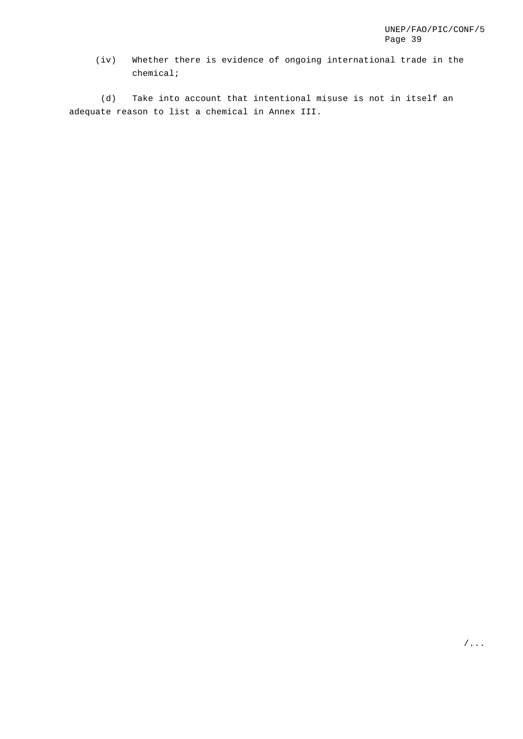(iv) Whether there is evidence of ongoing international trade in the chemical;

(d) Take into account that intentional misuse is not in itself an adequate reason to list a chemical in Annex III.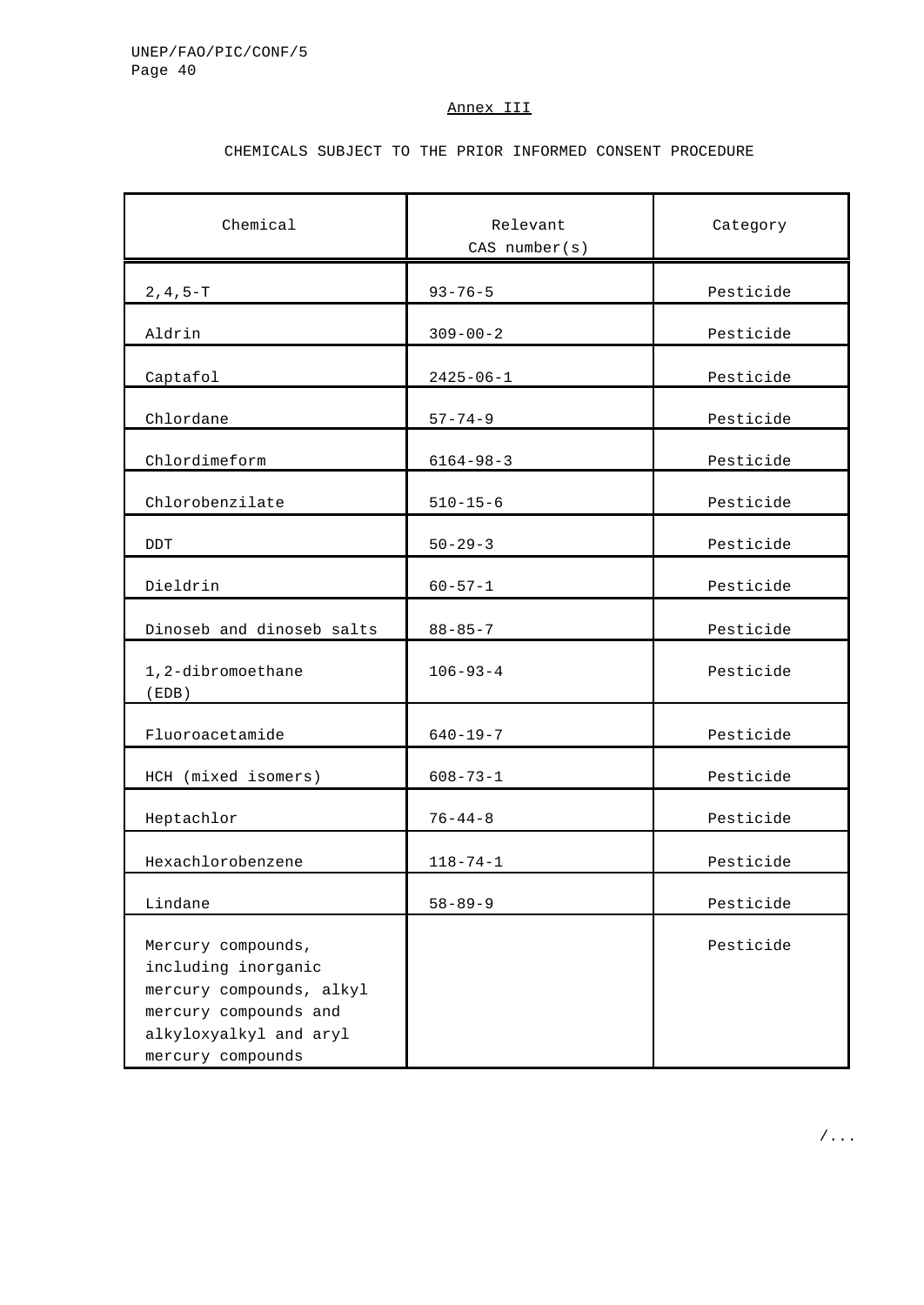Annex III

CHEMICALS SUBJECT TO THE PRIOR INFORMED CONSENT PROCEDURE

| Chemical | Relevant CAS number(s) | Category |
|---|---|---|
| 2,4,5-T | 93-76-5 | Pesticide |
| Aldrin | 309-00-2 | Pesticide |
| Captafol | 2425-06-1 | Pesticide |
| Chlordane | 57-74-9 | Pesticide |
| Chlordimeform | 6164-98-3 | Pesticide |
| Chlorobenzilate | 510-15-6 | Pesticide |
| DDT | 50-29-3 | Pesticide |
| Dieldrin | 60-57-1 | Pesticide |
| Dinoseb and dinoseb salts | 88-85-7 | Pesticide |
| 1,2-dibromoethane (EDB) | 106-93-4 | Pesticide |
| Fluoroacetamide | 640-19-7 | Pesticide |
| HCH (mixed isomers) | 608-73-1 | Pesticide |
| Heptachlor | 76-44-8 | Pesticide |
| Hexachlorobenzene | 118-74-1 | Pesticide |
| Lindane | 58-89-9 | Pesticide |
| Mercury compounds, including inorganic mercury compounds, alkyl mercury compounds and alkyloxyalkyl and aryl mercury compounds | | Pesticide |

/...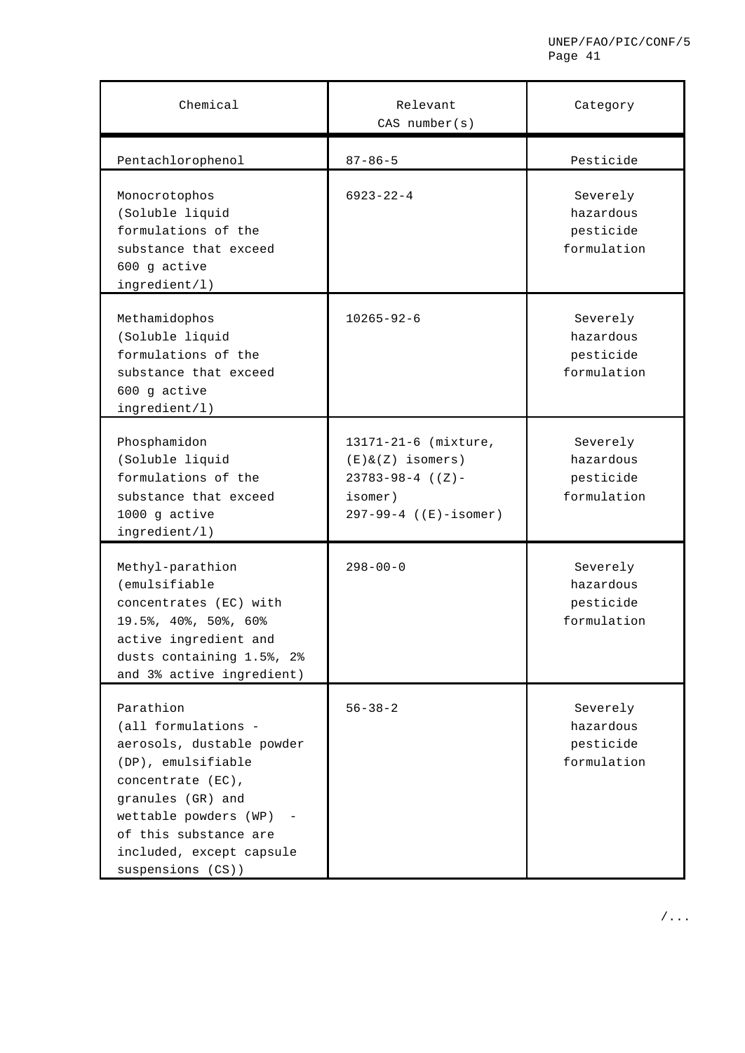| Chemical | Relevant CAS number(s) | Category |
| --- | --- | --- |
| Pentachlorophenol | 87-86-5 | Pesticide |
| Monocrotophos (Soluble liquid formulations of the substance that exceed 600 g active ingredient/l) | 6923-22-4 | Severely hazardous pesticide formulation |
| Methamidophos (Soluble liquid formulations of the substance that exceed 600 g active ingredient/l) | 10265-92-6 | Severely hazardous pesticide formulation |
| Phosphamidon (Soluble liquid formulations of the substance that exceed 1000 g active ingredient/l) | 13171-21-6 (mixture, (E)&(Z) isomers) 23783-98-4 ((Z)-isomer) 297-99-4 ((E)-isomer) | Severely hazardous pesticide formulation |
| Methyl-parathion (emulsifiable concentrates (EC) with 19.5%, 40%, 50%, 60% active ingredient and dusts containing 1.5%, 2% and 3% active ingredient) | 298-00-0 | Severely hazardous pesticide formulation |
| Parathion (all formulations - aerosols, dustable powder (DP), emulsifiable concentrate (EC), granules (GR) and wettable powders (WP) - of this substance are included, except capsule suspensions (CS)) | 56-38-2 | Severely hazardous pesticide formulation |

/...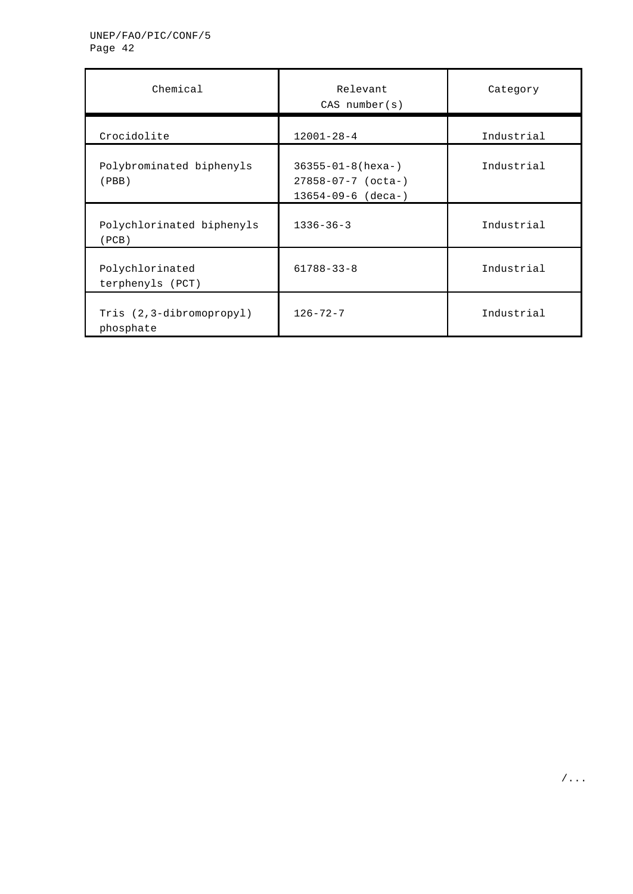| Chemical | Relevant CAS number(s) | Category |
|---|---|---|
| Crocidolite | 12001-28-4 | Industrial |
| Polybrominated biphenyls (PBB) | 36355-01-8(hexa-)<br>27858-07-7 (octa-)<br>13654-09-6 (deca-) | Industrial |
| Polychlorinated biphenyls (PCB) | 1336-36-3 | Industrial |
| Polychlorinated terphenyls (PCT) | 61788-33-8 | Industrial |
| Tris (2,3-dibromopropyl) phosphate | 126-72-7 | Industrial |

/...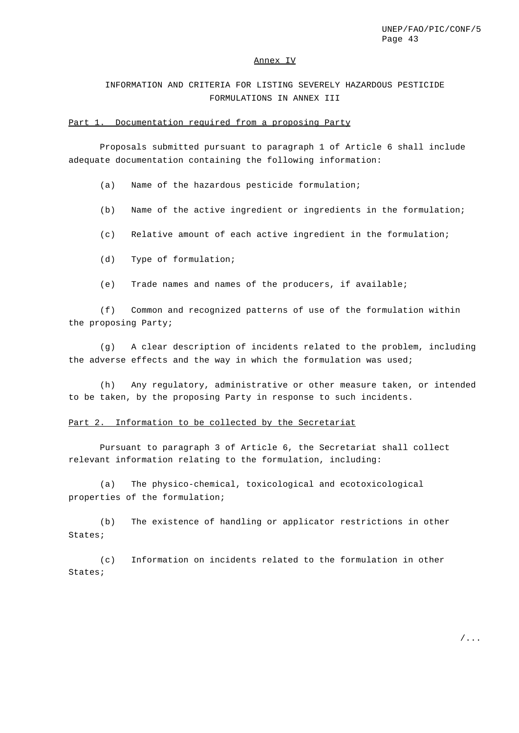## Annex IV

### INFORMATION AND CRITERIA FOR LISTING SEVERELY HAZARDOUS PESTICIDE FORMULATIONS IN ANNEX III

Part 1. Documentation required from a proposing Party

Proposals submitted pursuant to paragraph 1 of Article 6 shall include adequate documentation containing the following information:

(a) Name of the hazardous pesticide formulation;

(b) Name of the active ingredient or ingredients in the formulation;

(c) Relative amount of each active ingredient in the formulation;

(d) Type of formulation;

(e) Trade names and names of the producers, if available;

(f) Common and recognized patterns of use of the formulation within the proposing Party;

(g) A clear description of incidents related to the problem, including the adverse effects and the way in which the formulation was used;

(h) Any regulatory, administrative or other measure taken, or intended to be taken, by the proposing Party in response to such incidents.

Part 2. Information to be collected by the Secretariat

Pursuant to paragraph 3 of Article 6, the Secretariat shall collect relevant information relating to the formulation, including:

(a) The physico-chemical, toxicological and ecotoxicological properties of the formulation;

(b) The existence of handling or applicator restrictions in other States;

(c) Information on incidents related to the formulation in other States;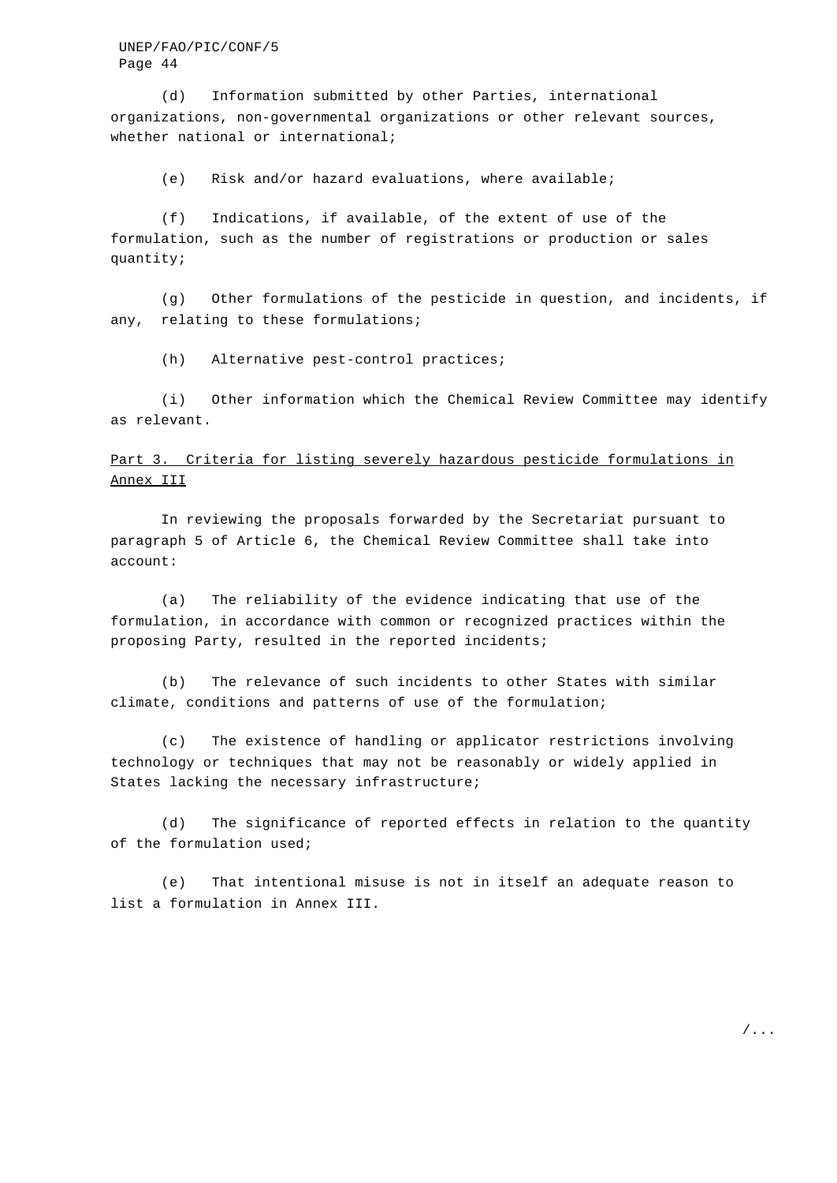(d) Information submitted by other Parties, international organizations, non-governmental organizations or other relevant sources, whether national or international;

(e) Risk and/or hazard evaluations, where available;

(f) Indications, if available, of the extent of use of the formulation, such as the number of registrations or production or sales quantity;

(g) Other formulations of the pesticide in question, and incidents, if any, relating to these formulations;

(h) Alternative pest-control practices;

(i) Other information which the Chemical Review Committee may identify as relevant.

Part 3. Criteria for listing severely hazardous pesticide formulations in Annex III

In reviewing the proposals forwarded by the Secretariat pursuant to paragraph 5 of Article 6, the Chemical Review Committee shall take into account:

(a) The reliability of the evidence indicating that use of the formulation, in accordance with common or recognized practices within the proposing Party, resulted in the reported incidents;

(b) The relevance of such incidents to other States with similar climate, conditions and patterns of use of the formulation;

(c) The existence of handling or applicator restrictions involving technology or techniques that may not be reasonably or widely applied in States lacking the necessary infrastructure;

(d) The significance of reported effects in relation to the quantity of the formulation used;

(e) That intentional misuse is not in itself an adequate reason to list a formulation in Annex III.

/...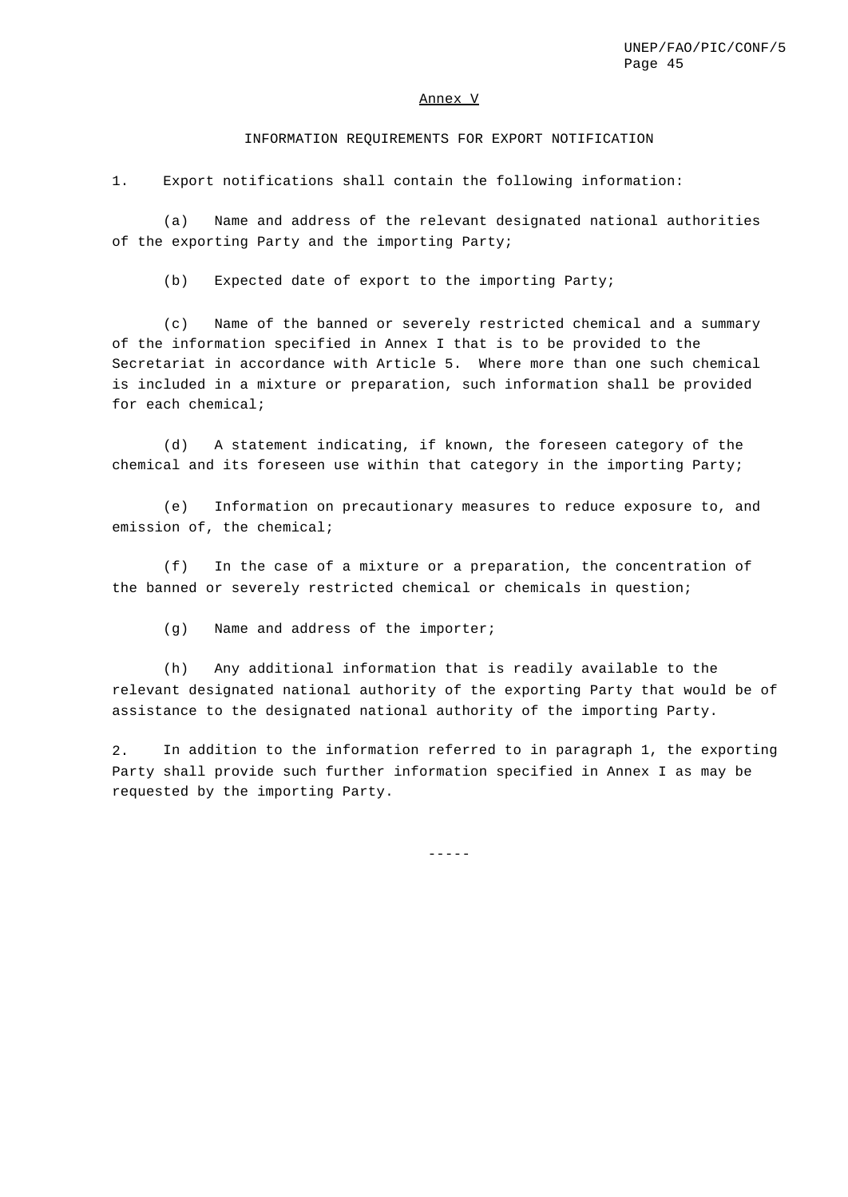## Annex V

### INFORMATION REQUIREMENTS FOR EXPORT NOTIFICATION

1. Export notifications shall contain the following information:

(a) Name and address of the relevant designated national authorities of the exporting Party and the importing Party;

(b) Expected date of export to the importing Party;

(c) Name of the banned or severely restricted chemical and a summary of the information specified in Annex I that is to be provided to the Secretariat in accordance with Article 5. Where more than one such chemical is included in a mixture or preparation, such information shall be provided for each chemical;

(d) A statement indicating, if known, the foreseen category of the chemical and its foreseen use within that category in the importing Party;

(e) Information on precautionary measures to reduce exposure to, and emission of, the chemical;

(f) In the case of a mixture or a preparation, the concentration of the banned or severely restricted chemical or chemicals in question;

(g) Name and address of the importer;

(h) Any additional information that is readily available to the relevant designated national authority of the exporting Party that would be of assistance to the designated national authority of the importing Party.

2. In addition to the information referred to in paragraph 1, the exporting Party shall provide such further information specified in Annex I as may be requested by the importing Party.

-----